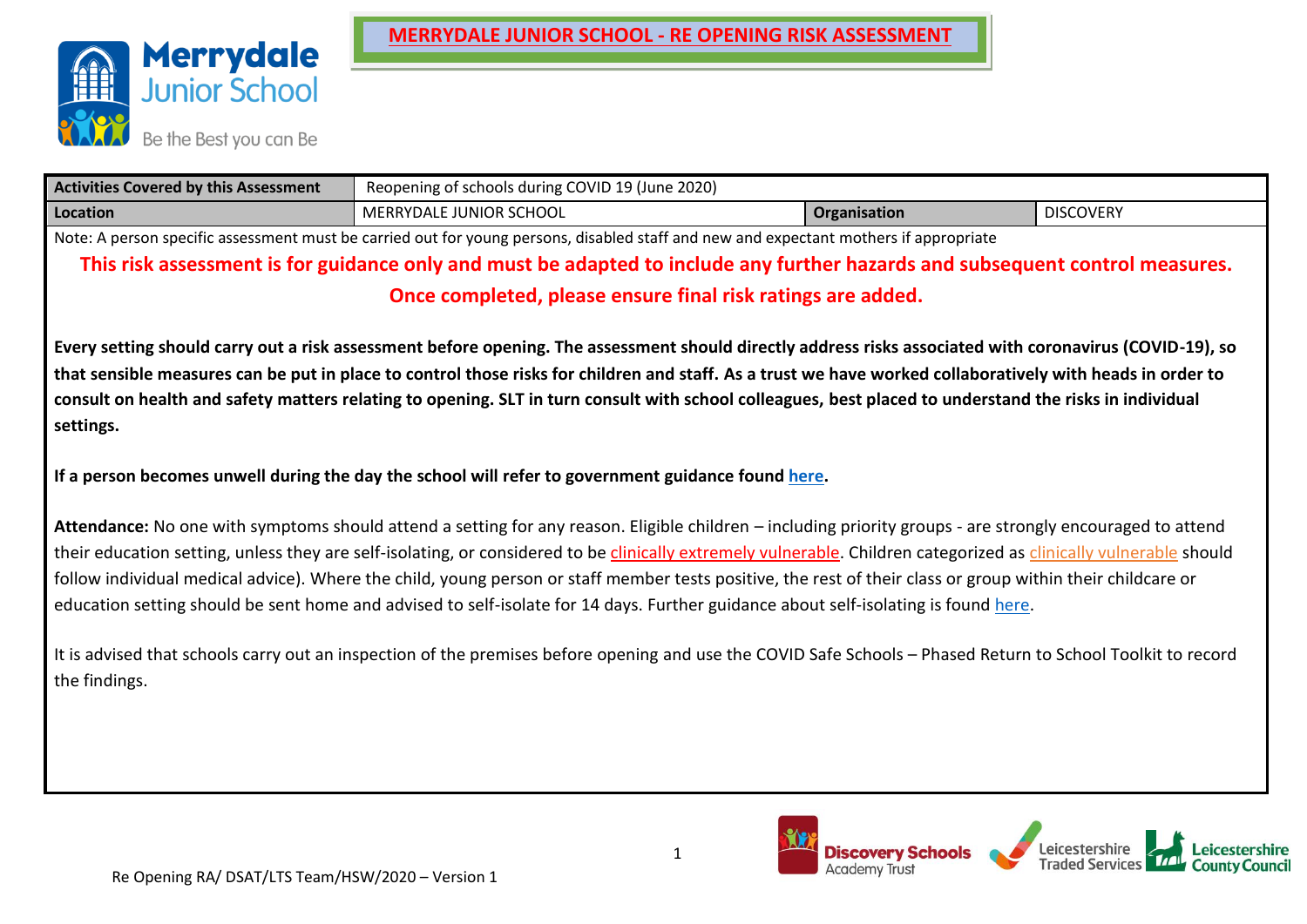# MERRYDALE JUNIOR SCHOOL - RE OPENING RISK ASSESSMENT

| Activities Covered by this Assessment | Reopening of schools during COVID 19 (June 2020) | | |
|---|---|---|---|
| Location | MERRYDALE JUNIOR SCHOOL | Organisation | DISCOVERY |

Note: A person specific assessment must be carried out for young persons, disabled staff and new and expectant mothers if appropriate

**This risk assessment is for guidance only and must be adapted to include any further hazards and subsequent control measures. Once completed, please ensure final risk ratings are added.**

**Every setting should carry out a risk assessment before opening. The assessment should directly address risks associated with coronavirus (COVID-19), so that sensible measures can be put in place to control those risks for children and staff. As a trust we have worked collaboratively with heads in order to consult on health and safety matters relating to opening. SLT in turn consult with school colleagues, best placed to understand the risks in individual settings.**

**If a person becomes unwell during the day the school will refer to government guidance found here.**

**Attendance:** No one with symptoms should attend a setting for any reason. Eligible children – including priority groups - are strongly encouraged to attend their education setting, unless they are self-isolating, or considered to be clinically extremely vulnerable. Children categorized as clinically vulnerable should follow individual medical advice). Where the child, young person or staff member tests positive, the rest of their class or group within their childcare or education setting should be sent home and advised to self-isolate for 14 days. Further guidance about self-isolating is found here.

It is advised that schools carry out an inspection of the premises before opening and use the COVID Safe Schools – Phased Return to School Toolkit to record the findings.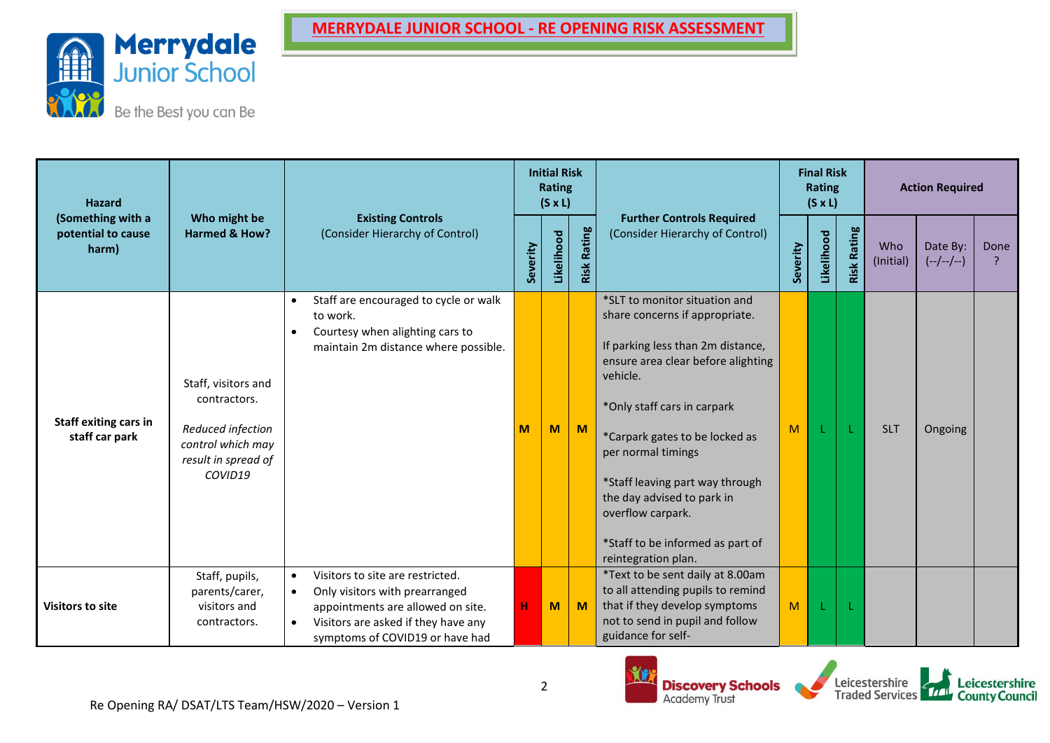# MERRYDALE JUNIOR SCHOOL - RE OPENING RISK ASSESSMENT

Merrydale Junior School
Be the Best you can Be

| Hazard (Something with a potential to cause harm) | Who might be Harmed & How? | Existing Controls (Consider Hierarchy of Control) | Initial Risk Rating (S x L) | | | Further Controls Required (Consider Hierarchy of Control) | Final Risk Rating (S x L) | | | Action Required | | |
|---|---|---|---|---|---|---|---|---|---|---|---|---|
| | | | Severity | Likelihood | Risk Rating | | Severity | Likelihood | Risk Rating | Who (Initial) | Date By: (--/--/--) | Done ? |
| **Staff exiting cars in staff car park** | Staff, visitors and contractors. *Reduced infection control which may result in spread of COVID19* | • Staff are encouraged to cycle or walk to work. • Courtesy when alighting cars to maintain 2m distance where possible. | M | M | M | *SLT to monitor situation and share concerns if appropriate. If parking less than 2m distance, ensure area clear before alighting vehicle. *Only staff cars in carpark *Carpark gates to be locked as per normal timings *Staff leaving part way through the day advised to park in overflow carpark. *Staff to be informed as part of reintegration plan. | M | L | L | SLT | Ongoing | |
| **Visitors to site** | Staff, pupils, parents/carer, visitors and contractors. | • Visitors to site are restricted. • Only visitors with prearranged appointments are allowed on site. • Visitors are asked if they have any symptoms of COVID19 or have had | H | M | M | *Text to be sent daily at 8.00am to all attending pupils to remind that if they develop symptoms not to send in pupil and follow guidance for self- | M | L | L | | | |

Re Opening RA/ DSAT/LTS Team/HSW/2020 – Version 1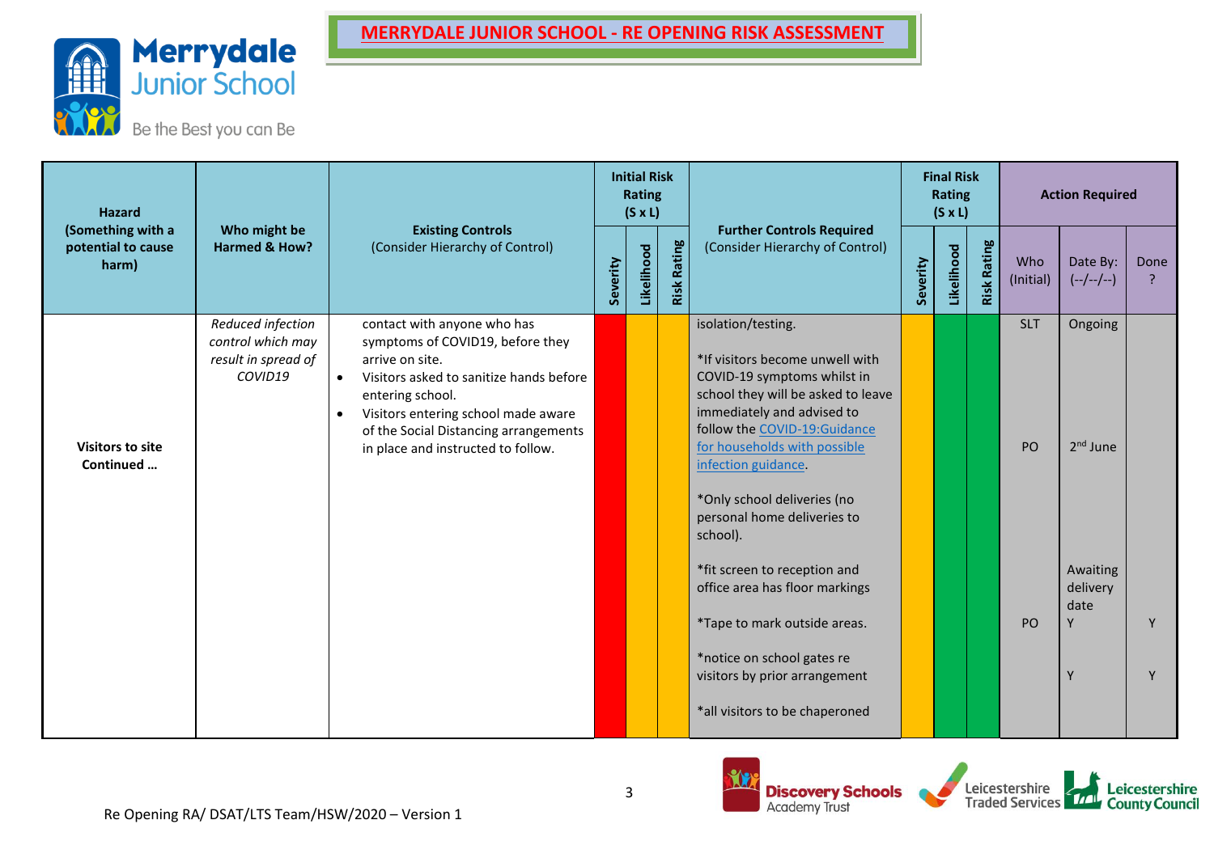# MERRYDALE JUNIOR SCHOOL - RE OPENING RISK ASSESSMENT

Merrydale Junior School

Be the Best you can Be

| Hazard (Something with a potential to cause harm) | Who might be Harmed & How? | Existing Controls (Consider Hierarchy of Control) | Initial Risk Rating (S x L) | | | Further Controls Required (Consider Hierarchy of Control) | Final Risk Rating (S x L) | | | Action Required | | |
|---|---|---|---|---|---|---|---|---|---|---|---|---|
| | | | Severity | Likelihood | Risk Rating | | Severity | Likelihood | Risk Rating | Who (Initial) | Date By: (--/--/--) | Done ? |
| Visitors to site Continued … | *Reduced infection control which may result in spread of COVID19* | contact with anyone who has symptoms of COVID19, before they arrive on site.<br>• Visitors asked to sanitize hands before entering school.<br>• Visitors entering school made aware of the Social Distancing arrangements in place and instructed to follow. | | | | isolation/testing.<br><br>*If visitors become unwell with COVID-19 symptoms whilst in school they will be asked to leave immediately and advised to follow the COVID-19:Guidance for households with possible infection guidance.<br><br>*Only school deliveries (no personal home deliveries to school).<br><br>*fit screen to reception and office area has floor markings<br><br>*Tape to mark outside areas.<br><br>*notice on school gates re visitors by prior arrangement<br><br>*all visitors to be chaperoned | | | | SLT<br><br>PO<br><br>PO | Ongoing<br><br>2nd June<br><br>Awaiting delivery date<br>Y<br><br>Y | <br><br><br><br>Y<br><br>Y |

Re Opening RA/ DSAT/LTS Team/HSW/2020 – Version 1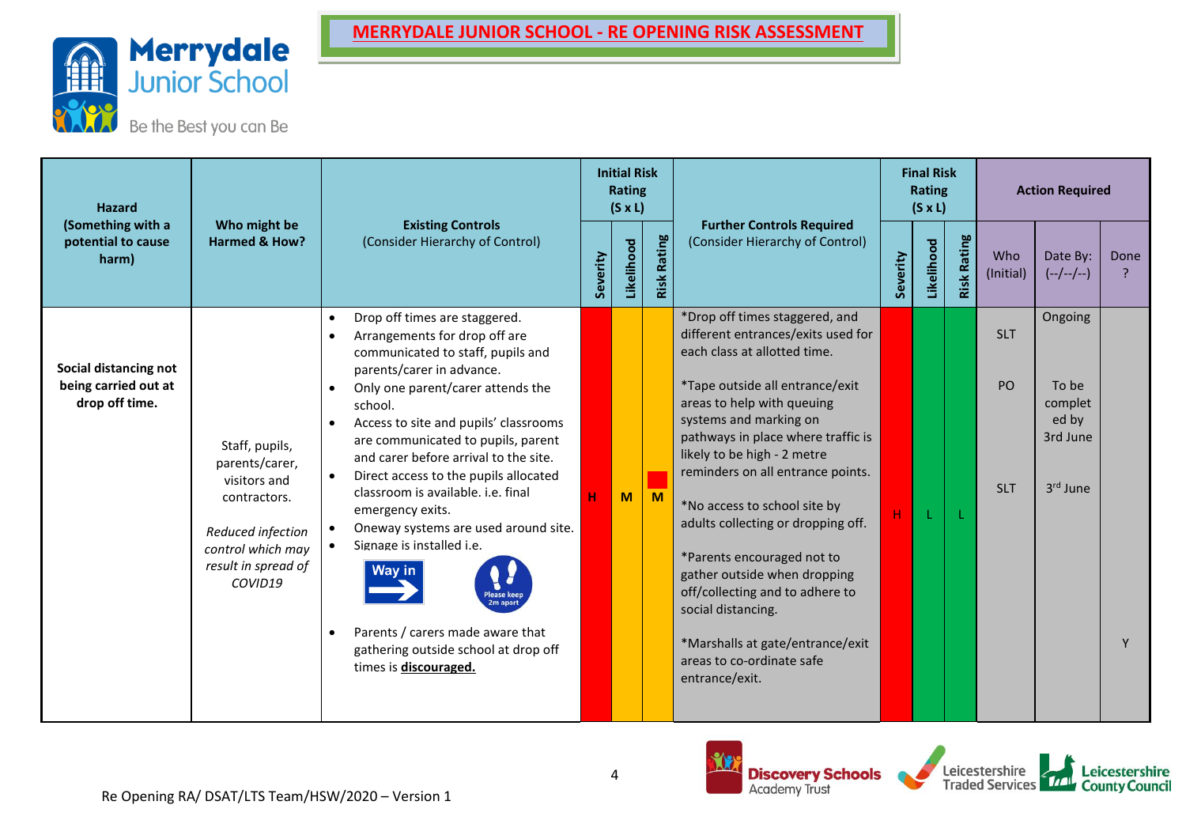# MERRYDALE JUNIOR SCHOOL - RE OPENING RISK ASSESSMENT

| Hazard (Something with a potential to cause harm) | Who might be Harmed & How? | Existing Controls (Consider Hierarchy of Control) | Initial Risk Rating (S x L) | | | Further Controls Required (Consider Hierarchy of Control) | Final Risk Rating (S x L) | | | Action Required | | |
|---|---|---|---|---|---|---|---|---|---|---|---|---|
| | | | Severity | Likelihood | Risk Rating | | Severity | Likelihood | Risk Rating | Who (Initial) | Date By: (--/--/--) | Done ? |
| **Social distancing not being carried out at drop off time.** | Staff, pupils, parents/carer, visitors and contractors. *Reduced infection control which may result in spread of COVID19* | • Drop off times are staggered. • Arrangements for drop off are communicated to staff, pupils and parents/carer in advance. • Only one parent/carer attends the school. • Access to site and pupils' classrooms are communicated to pupils, parent and carer before arrival to the site. • Direct access to the pupils allocated classroom is available. i.e. final emergency exits. • Oneway systems are used around site. • Signage is installed i.e. Way in / Please keep 2m apart • Parents / carers made aware that gathering outside school at drop off times is **discouraged.** | H | M | M | *Drop off times staggered, and different entrances/exits used for each class at allotted time. *Tape outside all entrance/exit areas to help with queuing systems and marking on pathways in place where traffic is likely to be high - 2 metre reminders on all entrance points. *No access to school site by adults collecting or dropping off. *Parents encouraged not to gather outside when dropping off/collecting and to adhere to social distancing. *Marshalls at gate/entrance/exit areas to co-ordinate safe entrance/exit. | H | L | L | SLT PO SLT | Ongoing To be completed by 3rd June 3rd June | Y |

Re Opening RA/ DSAT/LTS Team/HSW/2020 – Version 1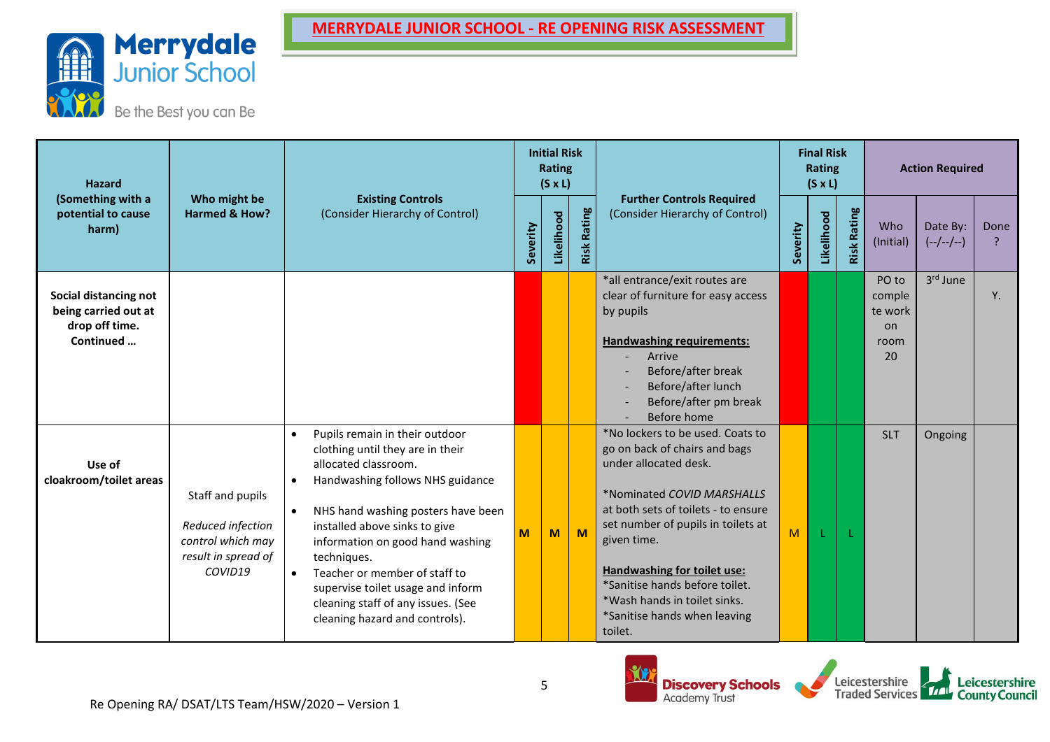# MERRYDALE JUNIOR SCHOOL - RE OPENING RISK ASSESSMENT

| Hazard (Something with a potential to cause harm) | Who might be Harmed & How? | Existing Controls (Consider Hierarchy of Control) | Initial Risk Rating (S x L) | | | Further Controls Required (Consider Hierarchy of Control) | Final Risk Rating (S x L) | | | Action Required | | |
|---|---|---|---|---|---|---|---|---|---|---|---|---|
| | | | Severity | Likelihood | Risk Rating | | Severity | Likelihood | Risk Rating | Who (Initial) | Date By: (--/--/--) | Done ? |
| **Social distancing not being carried out at drop off time. Continued …** | | | | | | *all entrance/exit routes are clear of furniture for easy access by pupils<br><br>**Handwashing requirements:**<br>- Arrive<br>- Before/after break<br>- Before/after lunch<br>- Before/after pm break<br>- Before home | | | | PO to complete work on room 20 | 3rd June | Y. |
| **Use of cloakroom/toilet areas** | Staff and pupils<br><br>*Reduced infection control which may result in spread of COVID19* | • Pupils remain in their outdoor clothing until they are in their allocated classroom.<br>• Handwashing follows NHS guidance<br>• NHS hand washing posters have been installed above sinks to give information on good hand washing techniques.<br>• Teacher or member of staff to supervise toilet usage and inform cleaning staff of any issues. (See cleaning hazard and controls). | M | M | M | *No lockers to be used. Coats to go on back of chairs and bags under allocated desk.<br><br>*Nominated *COVID MARSHALLS* at both sets of toilets - to ensure set number of pupils in toilets at given time.<br><br>**Handwashing for toilet use:**<br>*Sanitise hands before toilet.<br>*Wash hands in toilet sinks.<br>*Sanitise hands when leaving toilet. | M | L | L | SLT | Ongoing | |

Re Opening RA/ DSAT/LTS Team/HSW/2020 – Version 1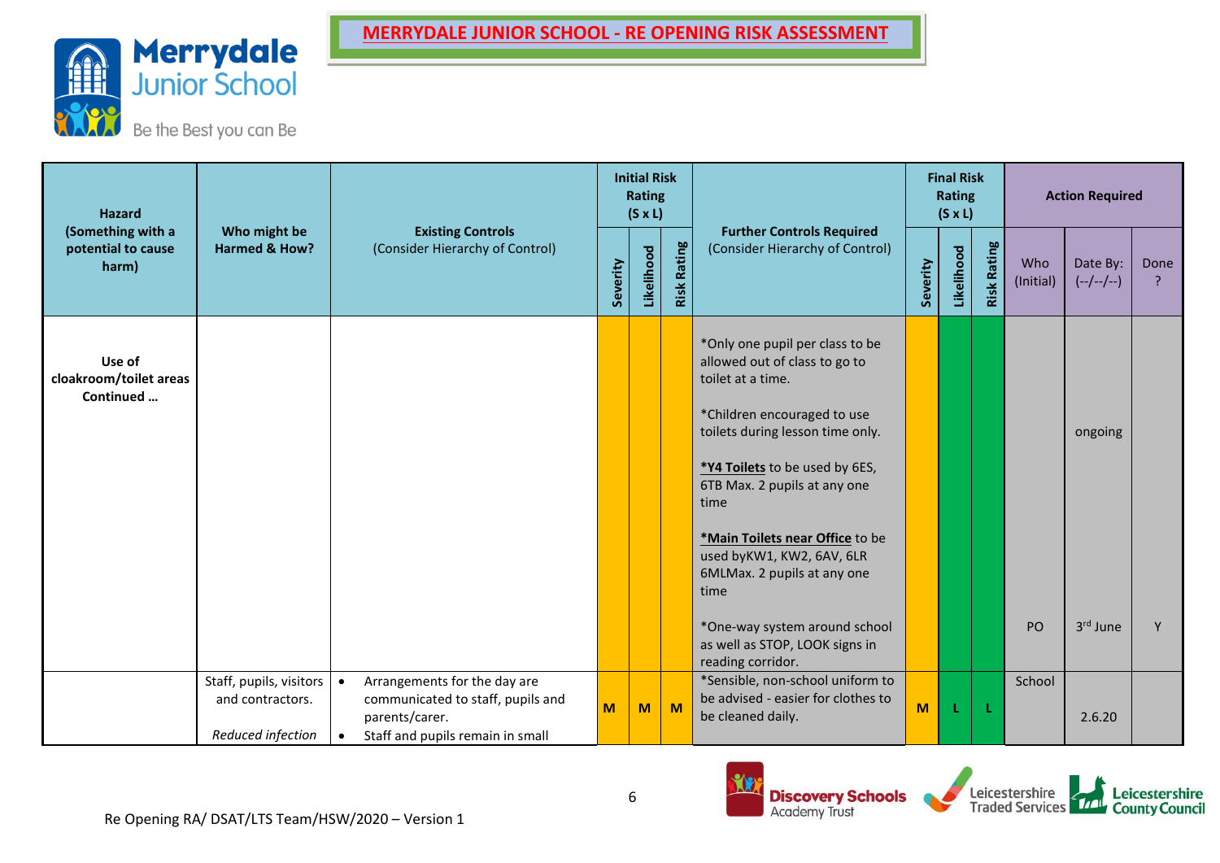# MERRYDALE JUNIOR SCHOOL - RE OPENING RISK ASSESSMENT

Merrydale Junior School

Be the Best you can Be

| Hazard (Something with a potential to cause harm) | Who might be Harmed & How? | Existing Controls (Consider Hierarchy of Control) | Initial Risk Rating (S x L) | | | Further Controls Required (Consider Hierarchy of Control) | Final Risk Rating (S x L) | | | Action Required | | |
|---|---|---|---|---|---|---|---|---|---|---|---|---|
| | | | Severity | Likelihood | Risk Rating | | Severity | Likelihood | Risk Rating | Who (Initial) | Date By: (--/--/--) | Done ? |
| **Use of cloakroom/toilet areas Continued …** | | | | | | *Only one pupil per class to be allowed out of class to go to toilet at a time.<br><br>*Children encouraged to use toilets during lesson time only.<br><br>***Y4 Toilets** to be used by 6ES, 6TB Max. 2 pupils at any one time<br><br>***Main Toilets near Office** to be used byKW1, KW2, 6AV, 6LR 6MLMax. 2 pupils at any one time<br><br>*One-way system around school as well as STOP, LOOK signs in reading corridor. | | | | PO | ongoing<br><br>3rd June | Y |
| | Staff, pupils, visitors and contractors.<br><br>*Reduced infection* | • Arrangements for the day are communicated to staff, pupils and parents/carer.<br>• Staff and pupils remain in small | M | M | M | *Sensible, non-school uniform to be advised - easier for clothes to be cleaned daily. | M | L | L | School | 2.6.20 | |

Re Opening RA/ DSAT/LTS Team/HSW/2020 – Version 1

Discovery Schools Academy Trust | Leicestershire Traded Services | Leicestershire County Council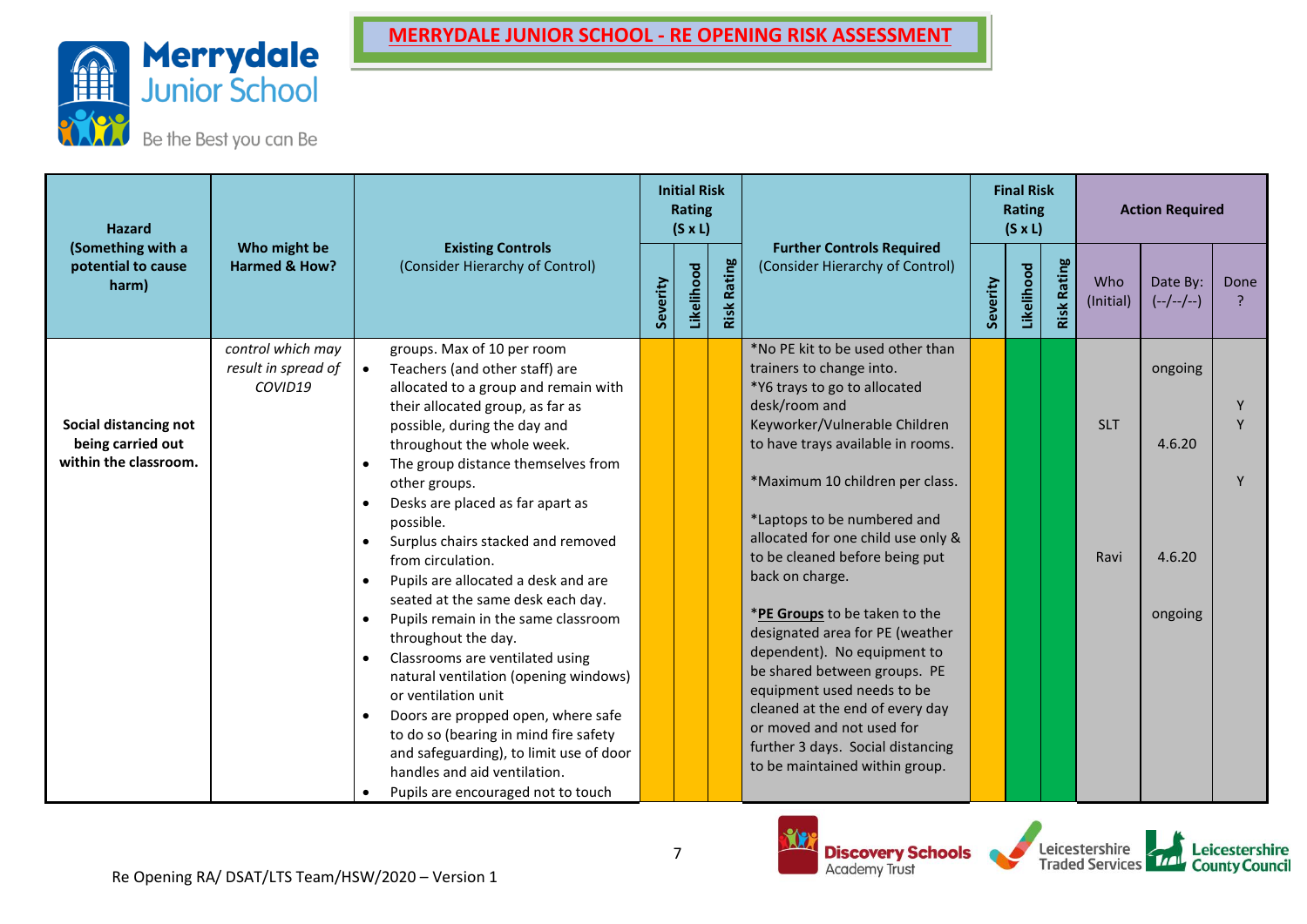# MERRYDALE JUNIOR SCHOOL - RE OPENING RISK ASSESSMENT

| Hazard (Something with a potential to cause harm) | Who might be Harmed & How? | Existing Controls (Consider Hierarchy of Control) | Initial Risk Rating (S x L) | | | Further Controls Required (Consider Hierarchy of Control) | Final Risk Rating (S x L) | | | Action Required | | |
|---|---|---|---|---|---|---|---|---|---|---|---|---|
| | | | Severity | Likelihood | Risk Rating | | Severity | Likelihood | Risk Rating | Who (Initial) | Date By: (--/--/--) | Done ? |
| **Social distancing not being carried out within the classroom.** | *control which may result in spread of COVID19* | groups. Max of 10 per room<br>• Teachers (and other staff) are allocated to a group and remain with their allocated group, as far as possible, during the day and throughout the whole week.<br>• The group distance themselves from other groups.<br>• Desks are placed as far apart as possible.<br>• Surplus chairs stacked and removed from circulation.<br>• Pupils are allocated a desk and are seated at the same desk each day.<br>• Pupils remain in the same classroom throughout the day.<br>• Classrooms are ventilated using natural ventilation (opening windows) or ventilation unit<br>• Doors are propped open, where safe to do so (bearing in mind fire safety and safeguarding), to limit use of door handles and aid ventilation.<br>• Pupils are encouraged not to touch | | | | *No PE kit to be used other than trainers to change into.<br>*Y6 trays to go to allocated desk/room and Keyworker/Vulnerable Children to have trays available in rooms.<br><br>*Maximum 10 children per class.<br><br>*Laptops to be numbered and allocated for one child use only & to be cleaned before being put back on charge.<br><br>*<u>PE Groups</u> to be taken to the designated area for PE (weather dependent). No equipment to be shared between groups. PE equipment used needs to be cleaned at the end of every day or moved and not used for further 3 days. Social distancing to be maintained within group. | | | | SLT<br><br>Ravi | ongoing<br><br>4.6.20<br><br>4.6.20<br><br>ongoing | Y<br>Y<br><br>Y |

Re Opening RA/ DSAT/LTS Team/HSW/2020 – Version 1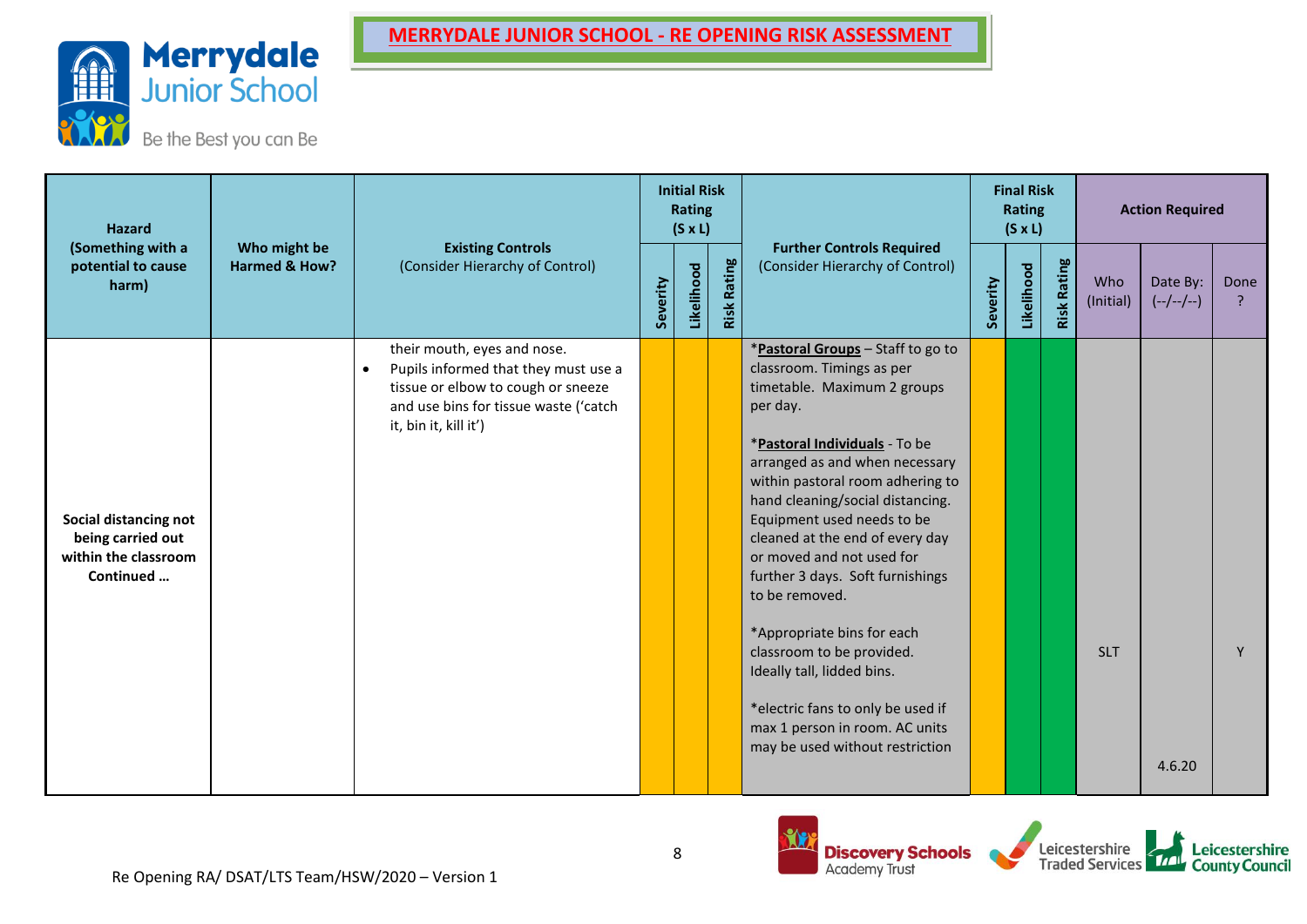# MERRYDALE JUNIOR SCHOOL - RE OPENING RISK ASSESSMENT

| Hazard (Something with a potential to cause harm) | Who might be Harmed & How? | Existing Controls (Consider Hierarchy of Control) | Initial Risk Rating (S x L) | | | Further Controls Required (Consider Hierarchy of Control) | Final Risk Rating (S x L) | | | Action Required | | |
|---|---|---|---|---|---|---|---|---|---|---|---|---|
| | | | Severity | Likelihood | Risk Rating | | Severity | Likelihood | Risk Rating | Who (Initial) | Date By: (--/--/--) | Done ? |
| **Social distancing not being carried out within the classroom Continued …** | | their mouth, eyes and nose.<br>• Pupils informed that they must use a tissue or elbow to cough or sneeze and use bins for tissue waste ('catch it, bin it, kill it') | | | | *__Pastoral Groups__ – Staff to go to classroom. Timings as per timetable. Maximum 2 groups per day.<br><br>*__Pastoral Individuals__ - To be arranged as and when necessary within pastoral room adhering to hand cleaning/social distancing. Equipment used needs to be cleaned at the end of every day or moved and not used for further 3 days. Soft furnishings to be removed.<br><br>*Appropriate bins for each classroom to be provided. Ideally tall, lidded bins.<br><br>*electric fans to only be used if max 1 person in room. AC units may be used without restriction | | | | SLT | 4.6.20 | Y |

Re Opening RA/ DSAT/LTS Team/HSW/2020 – Version 1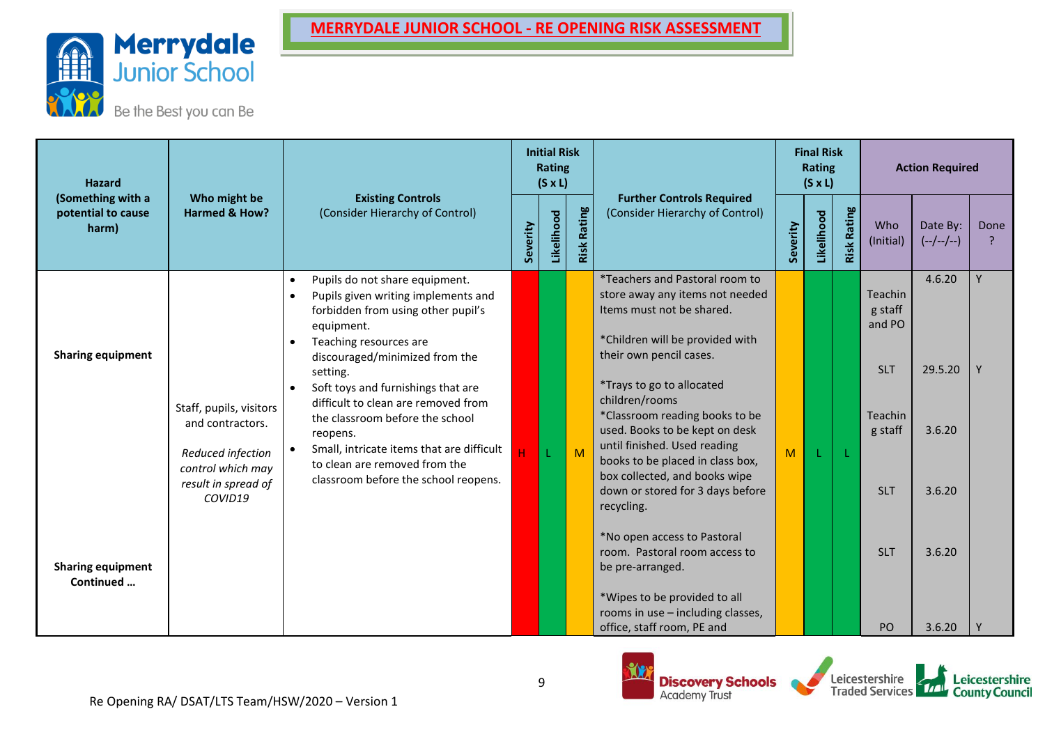# MERRYDALE JUNIOR SCHOOL - RE OPENING RISK ASSESSMENT

| Hazard (Something with a potential to cause harm) | Who might be Harmed & How? | Existing Controls (Consider Hierarchy of Control) | Initial Risk Rating (S x L) | | | Further Controls Required (Consider Hierarchy of Control) | Final Risk Rating (S x L) | | | Action Required | | |
|---|---|---|---|---|---|---|---|---|---|---|---|---|
| | | | Severity | Likelihood | Risk Rating | | Severity | Likelihood | Risk Rating | Who (Initial) | Date By: (--/--/--) | Done ? |
| **Sharing equipment** | Staff, pupils, visitors and contractors. *Reduced infection control which may result in spread of COVID19* | • Pupils do not share equipment. • Pupils given writing implements and forbidden from using other pupil's equipment. • Teaching resources are discouraged/minimized from the setting. • Soft toys and furnishings that are difficult to clean are removed from the classroom before the school reopens. • Small, intricate items that are difficult to clean are removed from the classroom before the school reopens. | H | L | M | *Teachers and Pastoral room to store away any items not needed Items must not be shared. | M | L | L | Teaching staff and PO | 4.6.20 | Y |
| | | | | | | *Children will be provided with their own pencil cases. | | | | SLT | 29.5.20 | Y |
| | | | | | | *Trays to go to allocated children/rooms *Classroom reading books to be used. Books to be kept on desk until finished. Used reading books to be placed in class box, box collected, and books wipe down or stored for 3 days before recycling. | | | | Teaching staff | 3.6.20 | |
| | | | | | | | | | | SLT | 3.6.20 | |
| **Sharing equipment Continued …** | | | | | | *No open access to Pastoral room. Pastoral room access to be pre-arranged. | | | | SLT | 3.6.20 | |
| | | | | | | *Wipes to be provided to all rooms in use – including classes, office, staff room, PE and | | | | PO | 3.6.20 | Y |

Re Opening RA/ DSAT/LTS Team/HSW/2020 – Version 1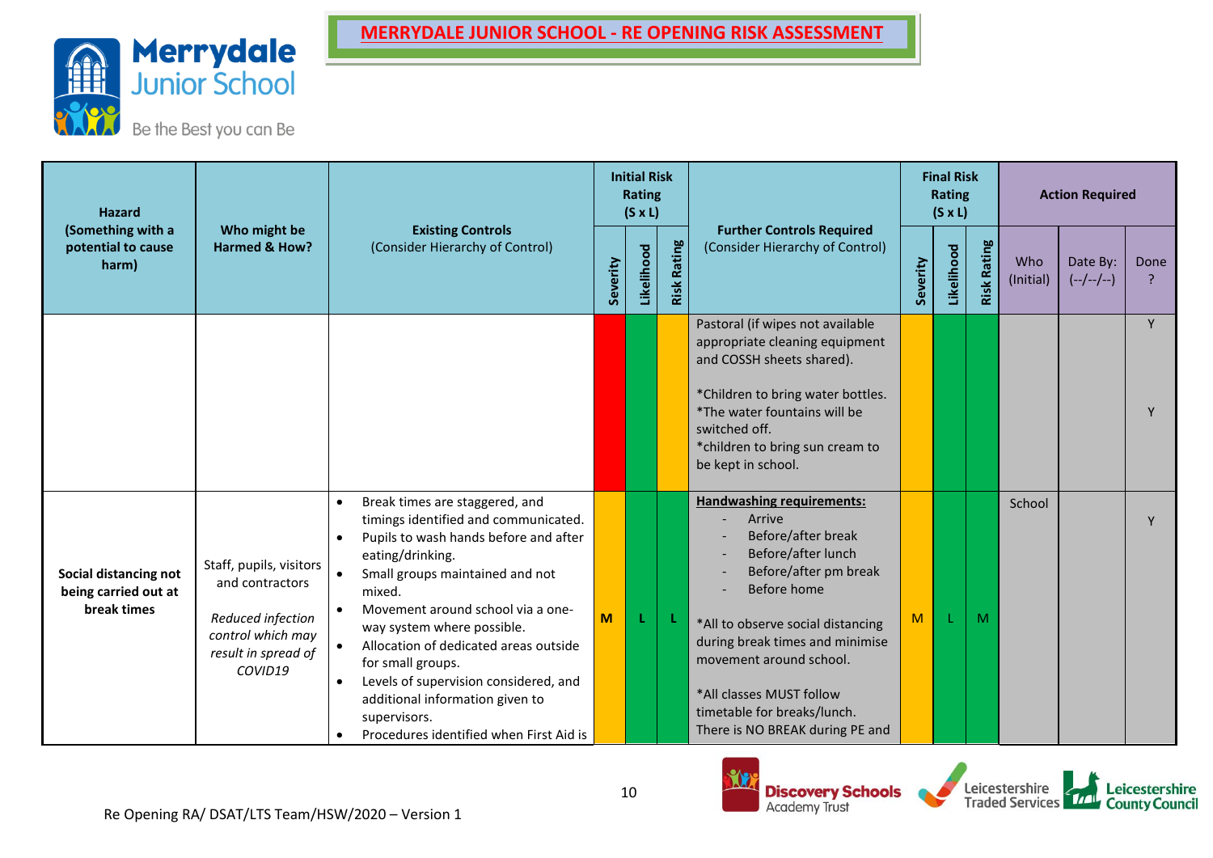**MERRYDALE JUNIOR SCHOOL - RE OPENING RISK ASSESSMENT**

| Hazard (Something with a potential to cause harm) | Who might be Harmed & How? | Existing Controls (Consider Hierarchy of Control) | Initial Risk Rating (S x L) | | | Further Controls Required (Consider Hierarchy of Control) | Final Risk Rating (S x L) | | | Action Required | | |
|---|---|---|---|---|---|---|---|---|---|---|---|---|
| | | | Severity | Likelihood | Risk Rating | | Severity | Likelihood | Risk Rating | Who (Initial) | Date By: (--/--/--) | Done ? |
| | | | | | | Pastoral (if wipes not available appropriate cleaning equipment and COSSH sheets shared).<br><br>*Children to bring water bottles.<br>*The water fountains will be switched off.<br>*children to bring sun cream to be kept in school. | | | | | | Y<br><br>Y |
| **Social distancing not being carried out at break times** | Staff, pupils, visitors and contractors<br><br>*Reduced infection control which may result in spread of COVID19* | • Break times are staggered, and timings identified and communicated.<br>• Pupils to wash hands before and after eating/drinking.<br>• Small groups maintained and not mixed.<br>• Movement around school via a one-way system where possible.<br>• Allocation of dedicated areas outside for small groups.<br>• Levels of supervision considered, and additional information given to supervisors.<br>• Procedures identified when First Aid is | M | L | L | **Handwashing requirements:**<br>- Arrive<br>- Before/after break<br>- Before/after lunch<br>- Before/after pm break<br>- Before home<br><br>*All to observe social distancing during break times and minimise movement around school.<br><br>*All classes MUST follow timetable for breaks/lunch. There is NO BREAK during PE and | M | L | M | School | | Y |

Re Opening RA/ DSAT/LTS Team/HSW/2020 – Version 1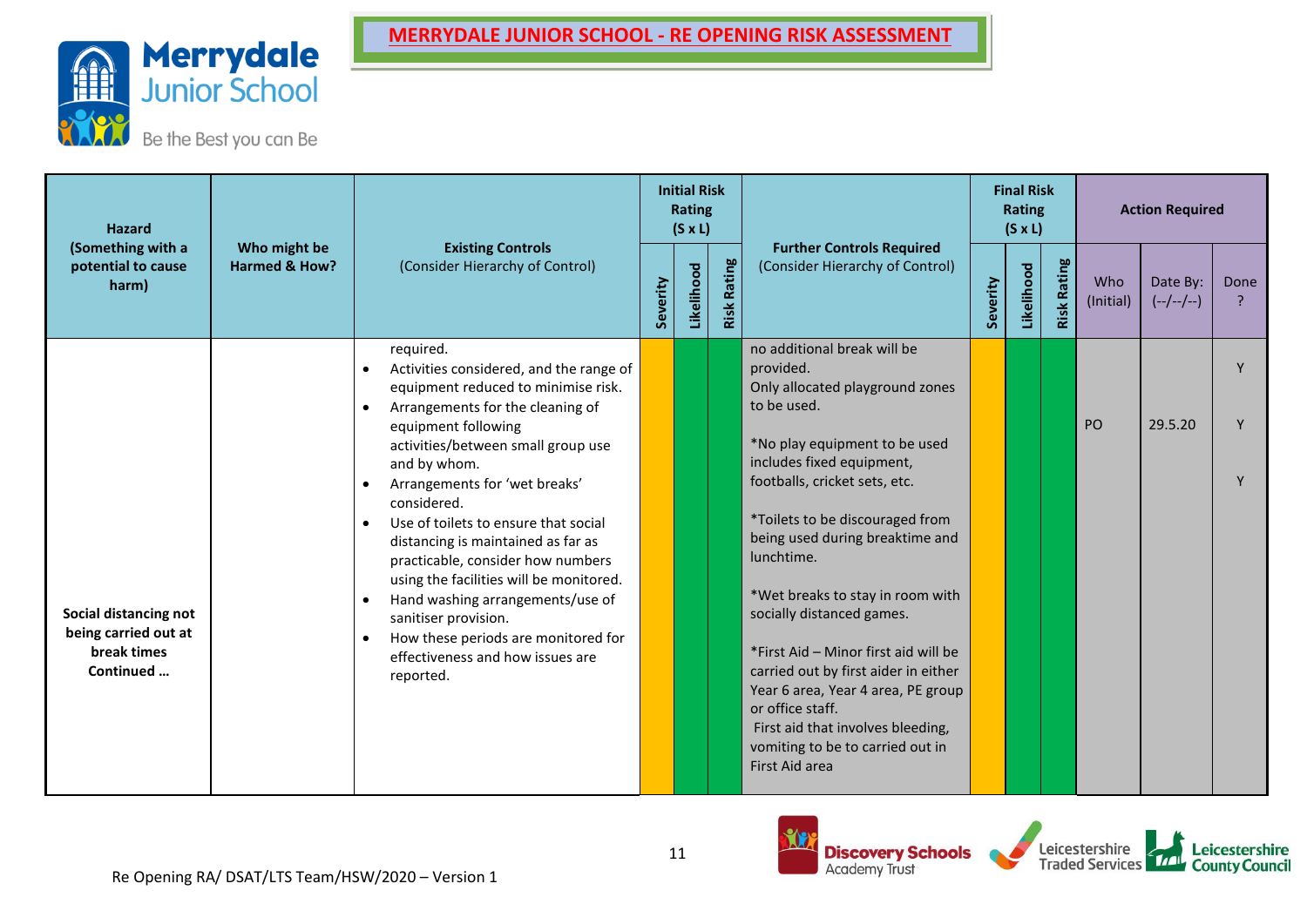# MERRYDALE JUNIOR SCHOOL - RE OPENING RISK ASSESSMENT

Merrydale Junior School

Be the Best you can Be

| Hazard (Something with a potential to cause harm) | Who might be Harmed & How? | Existing Controls (Consider Hierarchy of Control) | Initial Risk Rating (S x L) | | | Further Controls Required (Consider Hierarchy of Control) | Final Risk Rating (S x L) | | | Action Required | | |
|---|---|---|---|---|---|---|---|---|---|---|---|---|
| | | | Severity | Likelihood | Risk Rating | | Severity | Likelihood | Risk Rating | Who (Initial) | Date By: (--/--/--) | Done ? |
| Social distancing not being carried out at break times Continued … | | required.<br>• Activities considered, and the range of equipment reduced to minimise risk.<br>• Arrangements for the cleaning of equipment following activities/between small group use and by whom.<br>• Arrangements for 'wet breaks' considered.<br>• Use of toilets to ensure that social distancing is maintained as far as practicable, consider how numbers using the facilities will be monitored.<br>• Hand washing arrangements/use of sanitiser provision.<br>• How these periods are monitored for effectiveness and how issues are reported. | | | | no additional break will be provided.<br>Only allocated playground zones to be used.<br><br>*No play equipment to be used includes fixed equipment, footballs, cricket sets, etc.<br><br>*Toilets to be discouraged from being used during breaktime and lunchtime.<br><br>*Wet breaks to stay in room with socially distanced games.<br><br>*First Aid – Minor first aid will be carried out by first aider in either Year 6 area, Year 4 area, PE group or office staff.<br>First aid that involves bleeding, vomiting to be to carried out in First Aid area | | | | PO | 29.5.20 | Y<br>Y<br>Y |

Re Opening RA/ DSAT/LTS Team/HSW/2020 – Version 1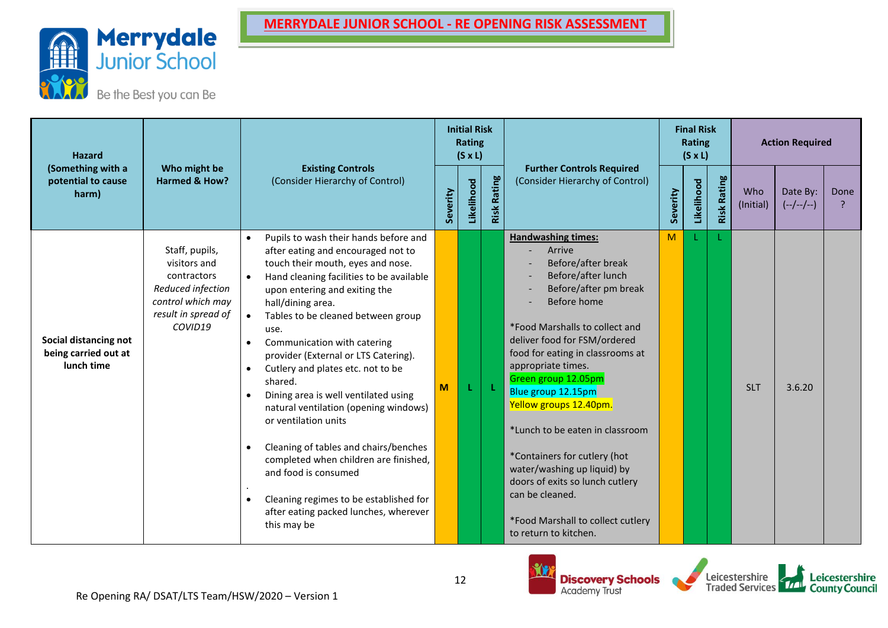# MERRYDALE JUNIOR SCHOOL - RE OPENING RISK ASSESSMENT

| Hazard (Something with a potential to cause harm) | Who might be Harmed & How? | Existing Controls (Consider Hierarchy of Control) | Initial Risk Rating (S x L) | | | Further Controls Required (Consider Hierarchy of Control) | Final Risk Rating (S x L) | | | Action Required | | |
|---|---|---|---|---|---|---|---|---|---|---|---|---|
| | | | Severity | Likelihood | Risk Rating | | Severity | Likelihood | Risk Rating | Who (Initial) | Date By: (--/--/--) | Done ? |
| **Social distancing not being carried out at lunch time** | Staff, pupils, visitors and contractors *Reduced infection control which may result in spread of COVID19* | • Pupils to wash their hands before and after eating and encouraged not to touch their mouth, eyes and nose.<br>• Hand cleaning facilities to be available upon entering and exiting the hall/dining area.<br>• Tables to be cleaned between group use.<br>• Communication with catering provider (External or LTS Catering).<br>• Cutlery and plates etc. not to be shared.<br>• Dining area is well ventilated using natural ventilation (opening windows) or ventilation units<br>• Cleaning of tables and chairs/benches completed when children are finished, and food is consumed<br>.<br>• Cleaning regimes to be established for after eating packed lunches, wherever this may be | M | L | L | **Handwashing times:**<br>- Arrive<br>- Before/after break<br>- Before/after lunch<br>- Before/after pm break<br>- Before home<br><br>*Food Marshalls to collect and deliver food for FSM/ordered food for eating in classrooms at appropriate times.<br>Green group 12.05pm<br>Blue group 12.15pm<br>Yellow groups 12.40pm.<br><br>*Lunch to be eaten in classroom<br><br>*Containers for cutlery (hot water/washing up liquid) by doors of exits so lunch cutlery can be cleaned.<br><br>*Food Marshall to collect cutlery to return to kitchen. | M | L | L | SLT | 3.6.20 | |

Re Opening RA/ DSAT/LTS Team/HSW/2020 – Version 1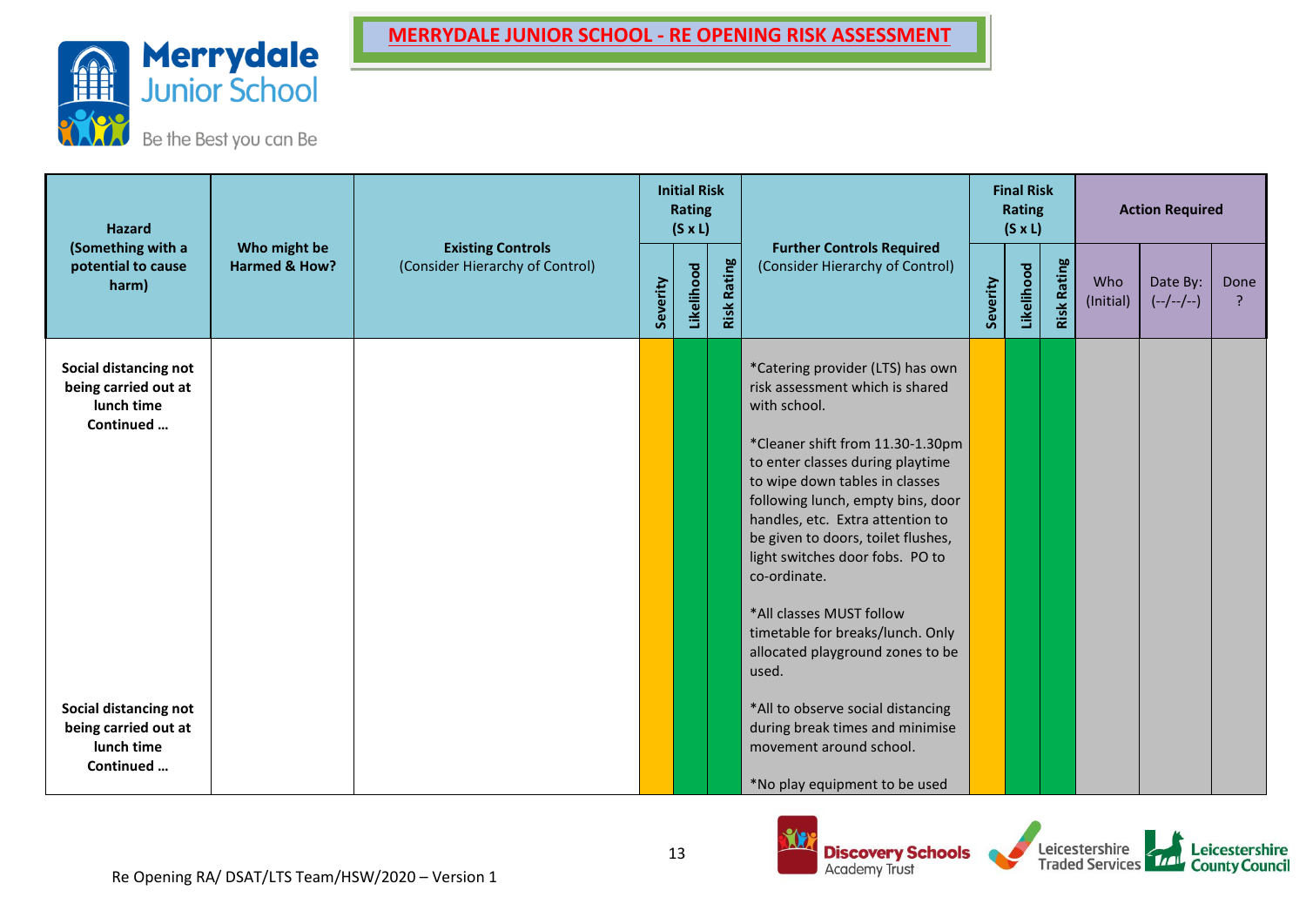# MERRYDALE JUNIOR SCHOOL - RE OPENING RISK ASSESSMENT

| Hazard (Something with a potential to cause harm) | Who might be Harmed & How? | Existing Controls (Consider Hierarchy of Control) | Initial Risk Rating (S x L) | | | Further Controls Required (Consider Hierarchy of Control) | Final Risk Rating (S x L) | | | Action Required | | |
|---|---|---|---|---|---|---|---|---|---|---|---|---|
| | | | Severity | Likelihood | Risk Rating | | Severity | Likelihood | Risk Rating | Who (Initial) | Date By: (--/--/--) | Done ? |
| **Social distancing not being carried out at lunch time Continued …** | | | | | | *Catering provider (LTS) has own risk assessment which is shared with school.<br><br>*Cleaner shift from 11.30-1.30pm to enter classes during playtime to wipe down tables in classes following lunch, empty bins, door handles, etc. Extra attention to be given to doors, toilet flushes, light switches door fobs. PO to co-ordinate.<br><br>*All classes MUST follow timetable for breaks/lunch. Only allocated playground zones to be used. | | | | | | |
| **Social distancing not being carried out at lunch time Continued …** | | | | | | *All to observe social distancing during break times and minimise movement around school.<br><br>*No play equipment to be used | | | | | | |

Re Opening RA/ DSAT/LTS Team/HSW/2020 – Version 1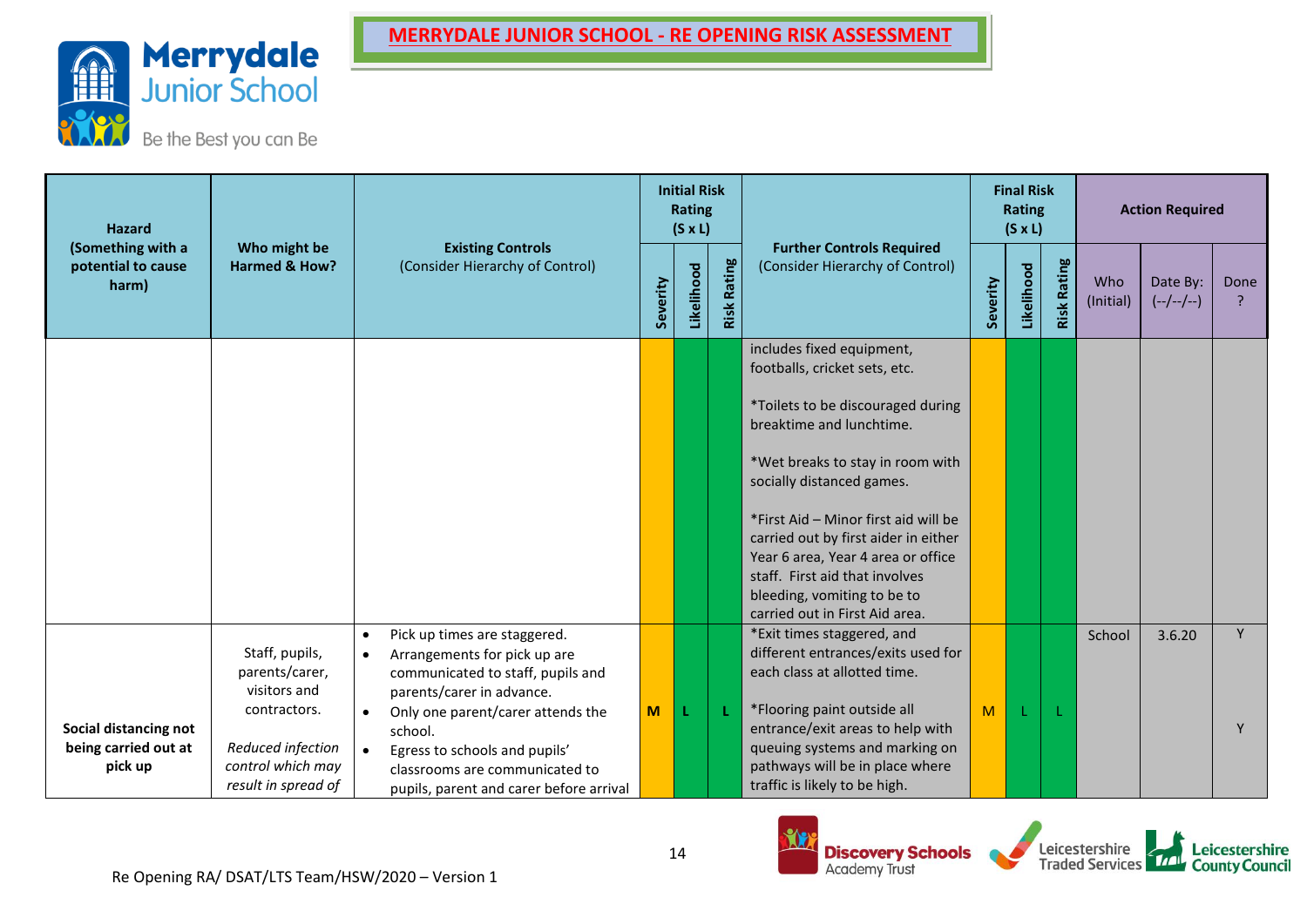# MERRYDALE JUNIOR SCHOOL - RE OPENING RISK ASSESSMENT

| Hazard (Something with a potential to cause harm) | Who might be Harmed & How? | Existing Controls (Consider Hierarchy of Control) | Initial Risk Rating (S x L) | | | Further Controls Required (Consider Hierarchy of Control) | Final Risk Rating (S x L) | | | Action Required | | |
|---|---|---|---|---|---|---|---|---|---|---|---|---|
| | | | Severity | Likelihood | Risk Rating | | Severity | Likelihood | Risk Rating | Who (Initial) | Date By: (--/--/--) | Done ? |
| | | | | | | includes fixed equipment, footballs, cricket sets, etc.<br><br>*Toilets to be discouraged during breaktime and lunchtime.<br><br>*Wet breaks to stay in room with socially distanced games.<br><br>*First Aid – Minor first aid will be carried out by first aider in either Year 6 area, Year 4 area or office staff. First aid that involves bleeding, vomiting to be to carried out in First Aid area. | | | | | | |
| **Social distancing not being carried out at pick up** | Staff, pupils, parents/carer, visitors and contractors.<br><br>*Reduced infection control which may result in spread of* | • Pick up times are staggered.<br>• Arrangements for pick up are communicated to staff, pupils and parents/carer in advance.<br>• Only one parent/carer attends the school.<br>• Egress to schools and pupils' classrooms are communicated to pupils, parent and carer before arrival | M | L | L | *Exit times staggered, and different entrances/exits used for each class at allotted time.<br><br>*Flooring paint outside all entrance/exit areas to help with queuing systems and marking on pathways will be in place where traffic is likely to be high. | M | L | L | School | 3.6.20 | Y<br><br>Y |

Re Opening RA/ DSAT/LTS Team/HSW/2020 – Version 1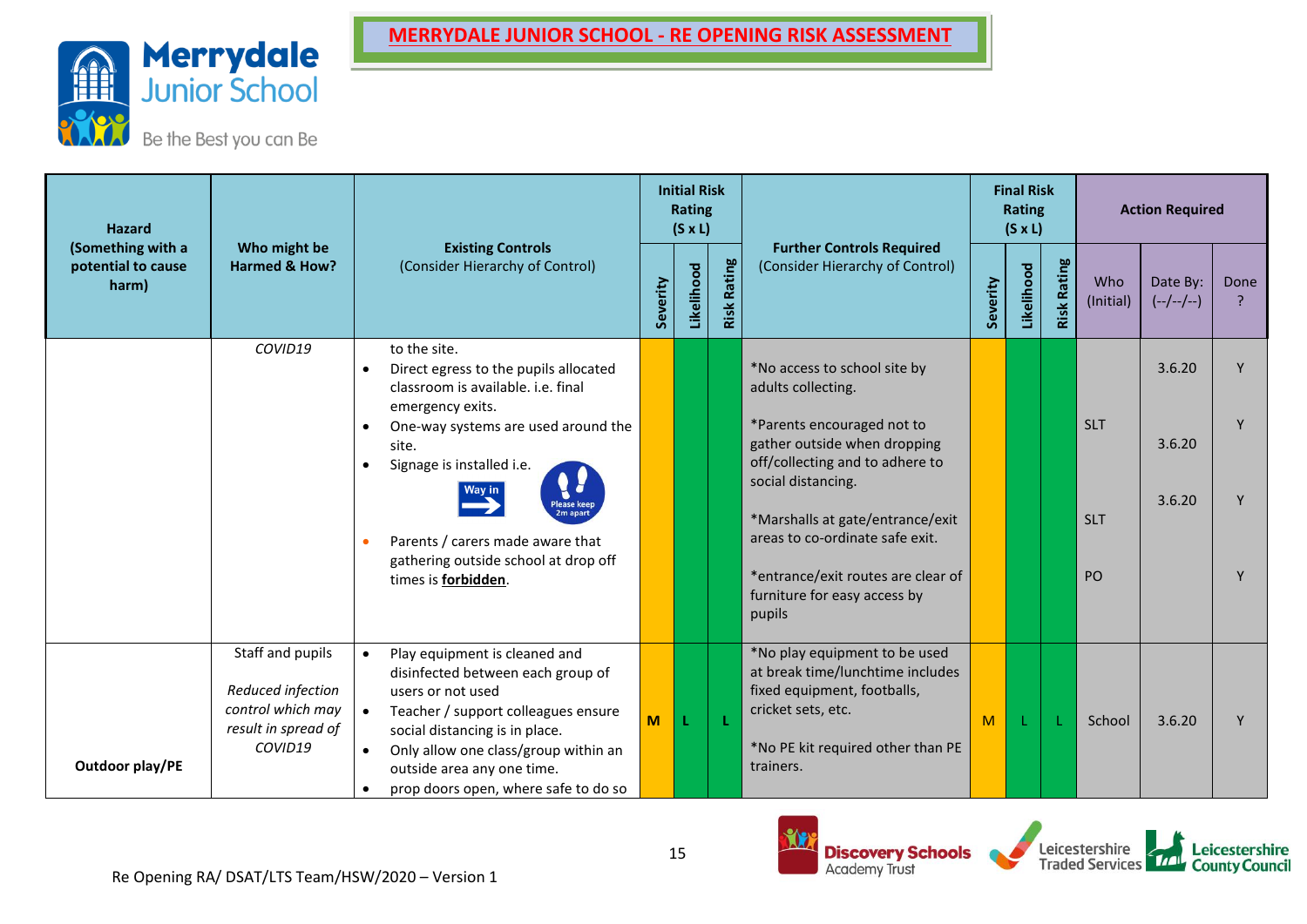# MERRYDALE JUNIOR SCHOOL - RE OPENING RISK ASSESSMENT

| Hazard (Something with a potential to cause harm) | Who might be Harmed & How? | Existing Controls (Consider Hierarchy of Control) | Initial Risk Rating (S x L) | | | Further Controls Required (Consider Hierarchy of Control) | Final Risk Rating (S x L) | | | Action Required | | |
|---|---|---|---|---|---|---|---|---|---|---|---|---|
| | | | Severity | Likelihood | Risk Rating | | Severity | Likelihood | Risk Rating | Who (Initial) | Date By: (--/--/--) | Done ? |
| | COVID19 | to the site.<br>• Direct egress to the pupils allocated classroom is available. i.e. final emergency exits.<br>• One-way systems are used around the site.<br>• Signage is installed i.e. Way in / Please keep 2m apart<br>• Parents / carers made aware that gathering outside school at drop off times is **forbidden**. | | | | *No access to school site by adults collecting.<br>*Parents encouraged not to gather outside when dropping off/collecting and to adhere to social distancing.<br>*Marshalls at gate/entrance/exit areas to co-ordinate safe exit.<br>*entrance/exit routes are clear of furniture for easy access by pupils | | | | SLT<br>SLT<br>PO | 3.6.20<br>3.6.20<br>3.6.20 | Y<br>Y<br>Y<br>Y |
| **Outdoor play/PE** | Staff and pupils<br>*Reduced infection control which may result in spread of COVID19* | • Play equipment is cleaned and disinfected between each group of users or not used<br>• Teacher / support colleagues ensure social distancing is in place.<br>• Only allow one class/group within an outside area any one time.<br>• prop doors open, where safe to do so | M | L | L | *No play equipment to be used at break time/lunchtime includes fixed equipment, footballs, cricket sets, etc.<br>*No PE kit required other than PE trainers. | M | L | L | School | 3.6.20 | Y |

Re Opening RA/ DSAT/LTS Team/HSW/2020 – Version 1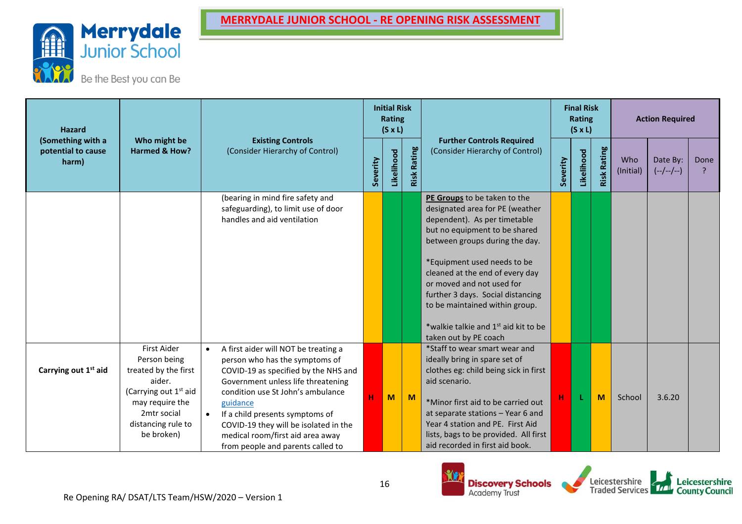# MERRYDALE JUNIOR SCHOOL - RE OPENING RISK ASSESSMENT

| Hazard (Something with a potential to cause harm) | Who might be Harmed & How? | Existing Controls (Consider Hierarchy of Control) | Initial Risk Rating (S x L) | | | Further Controls Required (Consider Hierarchy of Control) | Final Risk Rating (S x L) | | | Action Required | | |
|---|---|---|---|---|---|---|---|---|---|---|---|---|
| | | | Severity | Likelihood | Risk Rating | | Severity | Likelihood | Risk Rating | Who (Initial) | Date By: (--/--/--) | Done ? |
| | | (bearing in mind fire safety and safeguarding), to limit use of door handles and aid ventilation | | | | **PE Groups** to be taken to the designated area for PE (weather dependent). As per timetable but no equipment to be shared between groups during the day.<br><br>*Equipment used needs to be cleaned at the end of every day or moved and not used for further 3 days. Social distancing to be maintained within group.<br><br>*walkie talkie and 1st aid kit to be taken out by PE coach | | | | | | |
| **Carrying out 1st aid** | First Aider<br>Person being treated by the first aider.<br>(Carrying out 1st aid may require the 2mtr social distancing rule to be broken) | • A first aider will NOT be treating a person who has the symptoms of COVID-19 as specified by the NHS and Government unless life threatening condition use St John's ambulance guidance<br>• If a child presents symptoms of COVID-19 they will be isolated in the medical room/first aid area away from people and parents called to | H | M | M | *Staff to wear smart wear and ideally bring in spare set of clothes eg: child being sick in first aid scenario.<br><br>*Minor first aid to be carried out at separate stations – Year 6 and Year 4 station and PE. First Aid lists, bags to be provided. All first aid recorded in first aid book. | H | L | M | School | 3.6.20 | |

Re Opening RA/ DSAT/LTS Team/HSW/2020 – Version 1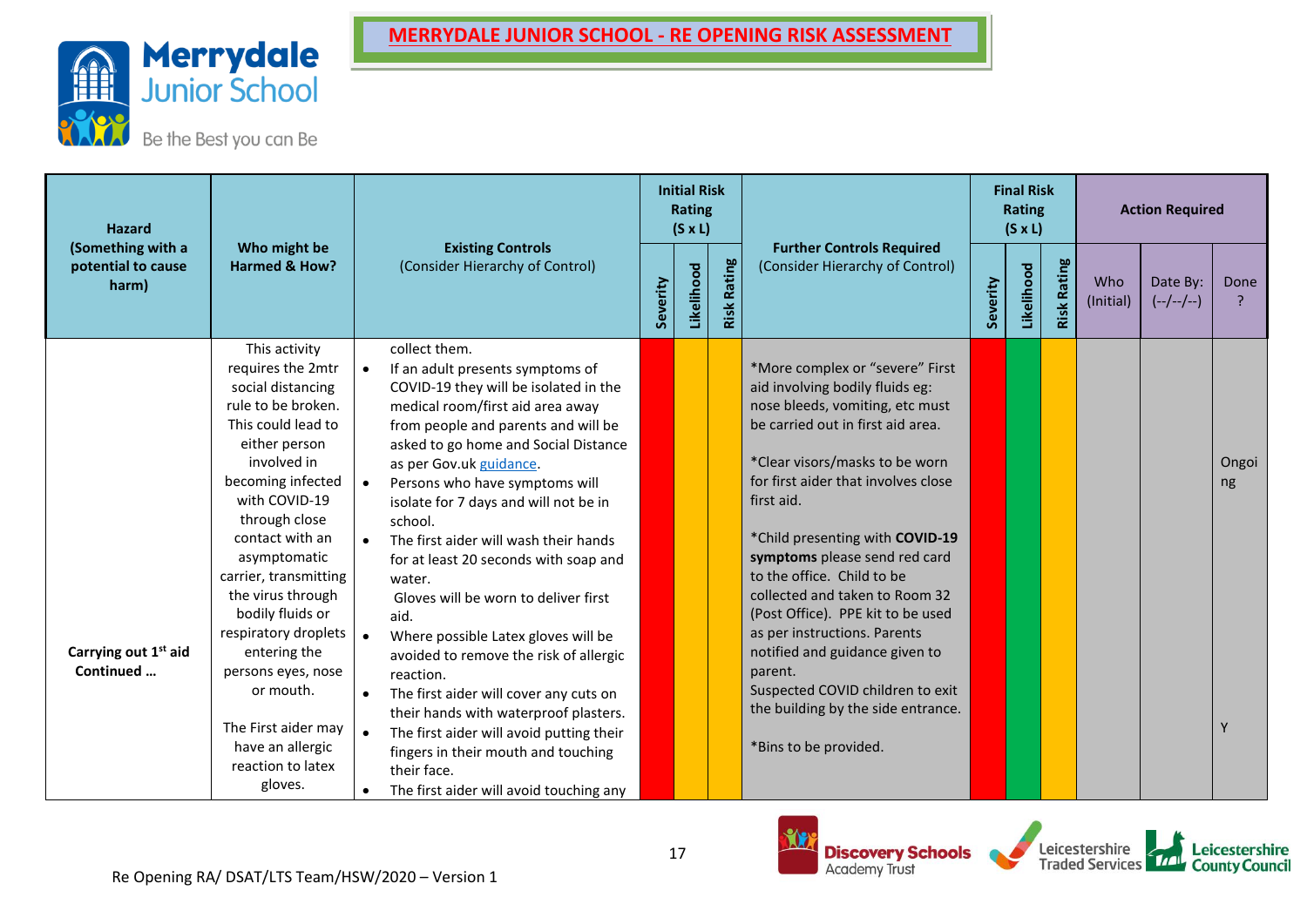# MERRYDALE JUNIOR SCHOOL - RE OPENING RISK ASSESSMENT

| Hazard (Something with a potential to cause harm) | Who might be Harmed & How? | Existing Controls (Consider Hierarchy of Control) | Initial Risk Rating (S x L) | | | Further Controls Required (Consider Hierarchy of Control) | Final Risk Rating (S x L) | | | Action Required | | |
|---|---|---|---|---|---|---|---|---|---|---|---|---|
| | | | Severity | Likelihood | Risk Rating | | Severity | Likelihood | Risk Rating | Who (Initial) | Date By: (--/--/--) | Done ? |
| Carrying out 1st aid Continued … | This activity requires the 2mtr social distancing rule to be broken. This could lead to either person involved in becoming infected with COVID-19 through close contact with an asymptomatic carrier, transmitting the virus through bodily fluids or respiratory droplets entering the persons eyes, nose or mouth.<br><br>The First aider may have an allergic reaction to latex gloves. | collect them.<br>• If an adult presents symptoms of COVID-19 they will be isolated in the medical room/first aid area away from people and parents and will be asked to go home and Social Distance as per Gov.uk guidance.<br>• Persons who have symptoms will isolate for 7 days and will not be in school.<br>• The first aider will wash their hands for at least 20 seconds with soap and water.<br>Gloves will be worn to deliver first aid.<br>• Where possible Latex gloves will be avoided to remove the risk of allergic reaction.<br>• The first aider will cover any cuts on their hands with waterproof plasters.<br>• The first aider will avoid putting their fingers in their mouth and touching their face.<br>• The first aider will avoid touching any | | | | *More complex or "severe" First aid involving bodily fluids eg: nose bleeds, vomiting, etc must be carried out in first aid area.<br><br>*Clear visors/masks to be worn for first aider that involves close first aid.<br><br>*Child presenting with **COVID-19 symptoms** please send red card to the office. Child to be collected and taken to Room 32 (Post Office). PPE kit to be used as per instructions. Parents notified and guidance given to parent.<br>Suspected COVID children to exit the building by the side entrance.<br><br>*Bins to be provided. | | | | | | Ongoing<br><br>Y |

Re Opening RA/ DSAT/LTS Team/HSW/2020 – Version 1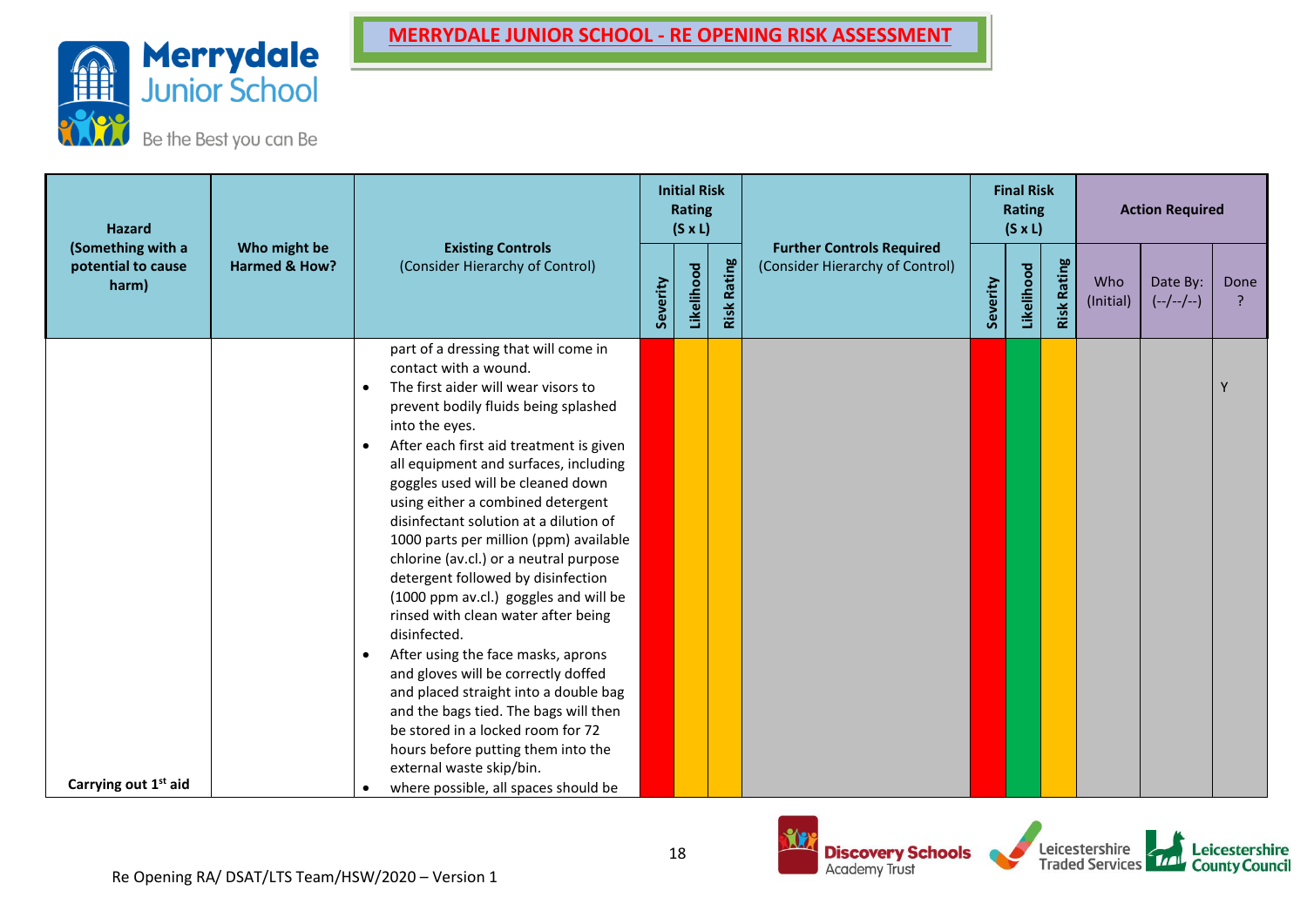# MERRYDALE JUNIOR SCHOOL - RE OPENING RISK ASSESSMENT

| Hazard (Something with a potential to cause harm) | Who might be Harmed & How? | Existing Controls (Consider Hierarchy of Control) | Initial Risk Rating (S x L) | | | Further Controls Required (Consider Hierarchy of Control) | Final Risk Rating (S x L) | | | Action Required | | |
|---|---|---|---|---|---|---|---|---|---|---|---|---|
| | | | Severity | Likelihood | Risk Rating | | Severity | Likelihood | Risk Rating | Who (Initial) | Date By: (--/--/--) | Done ? |
| Carrying out 1st aid | | part of a dressing that will come in contact with a wound.<br>• The first aider will wear visors to prevent bodily fluids being splashed into the eyes.<br>• After each first aid treatment is given all equipment and surfaces, including goggles used will be cleaned down using either a combined detergent disinfectant solution at a dilution of 1000 parts per million (ppm) available chlorine (av.cl.) or a neutral purpose detergent followed by disinfection (1000 ppm av.cl.) goggles and will be rinsed with clean water after being disinfected.<br>• After using the face masks, aprons and gloves will be correctly doffed and placed straight into a double bag and the bags tied. The bags will then be stored in a locked room for 72 hours before putting them into the external waste skip/bin.<br>• where possible, all spaces should be | | | | | | | | | | Y |

Re Opening RA/ DSAT/LTS Team/HSW/2020 – Version 1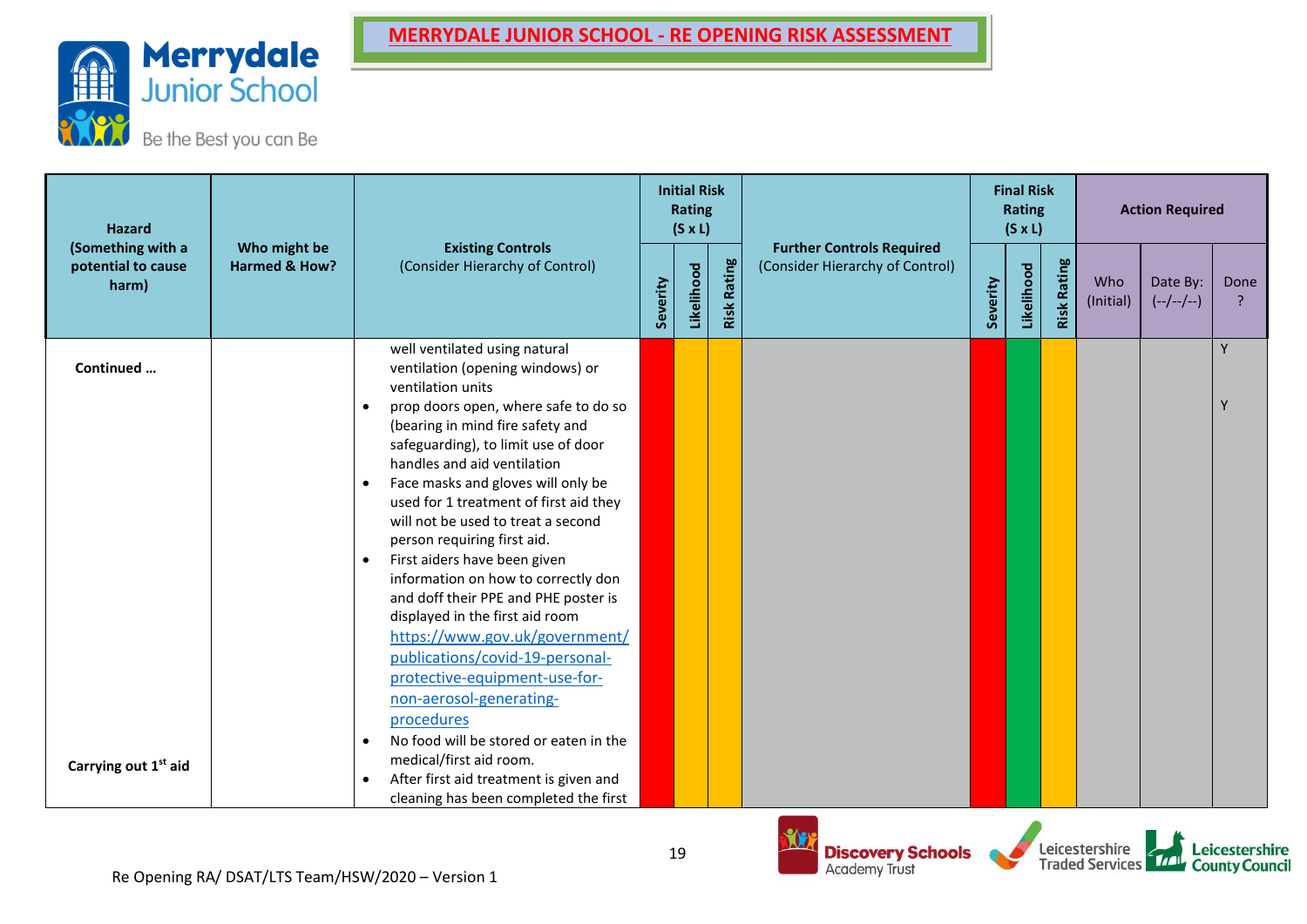# MERRYDALE JUNIOR SCHOOL - RE OPENING RISK ASSESSMENT

Merrydale Junior School

Be the Best you can Be

| Hazard (Something with a potential to cause harm) | Who might be Harmed & How? | Existing Controls (Consider Hierarchy of Control) | Initial Risk Rating (S x L) | | | Further Controls Required (Consider Hierarchy of Control) | Final Risk Rating (S x L) | | | Action Required | | |
|---|---|---|---|---|---|---|---|---|---|---|---|---|
| | | | Severity | Likelihood | Risk Rating | | Severity | Likelihood | Risk Rating | Who (Initial) | Date By: (--/--/--) | Done ? |
| **Continued …** <br><br> **Carrying out 1st aid** | | well ventilated using natural ventilation (opening windows) or ventilation units <br> • prop doors open, where safe to do so (bearing in mind fire safety and safeguarding), to limit use of door handles and aid ventilation <br> • Face masks and gloves will only be used for 1 treatment of first aid they will not be used to treat a second person requiring first aid. <br> • First aiders have been given information on how to correctly don and doff their PPE and PHE poster is displayed in the first aid room https://www.gov.uk/government/publications/covid-19-personal-protective-equipment-use-for-non-aerosol-generating-procedures <br> • No food will be stored or eaten in the medical/first aid room. <br> • After first aid treatment is given and cleaning has been completed the first | | | | | | | | | | Y <br><br> Y |

Re Opening RA/ DSAT/LTS Team/HSW/2020 – Version 1

Discovery Schools Academy Trust | Leicestershire Traded Services | Leicestershire County Council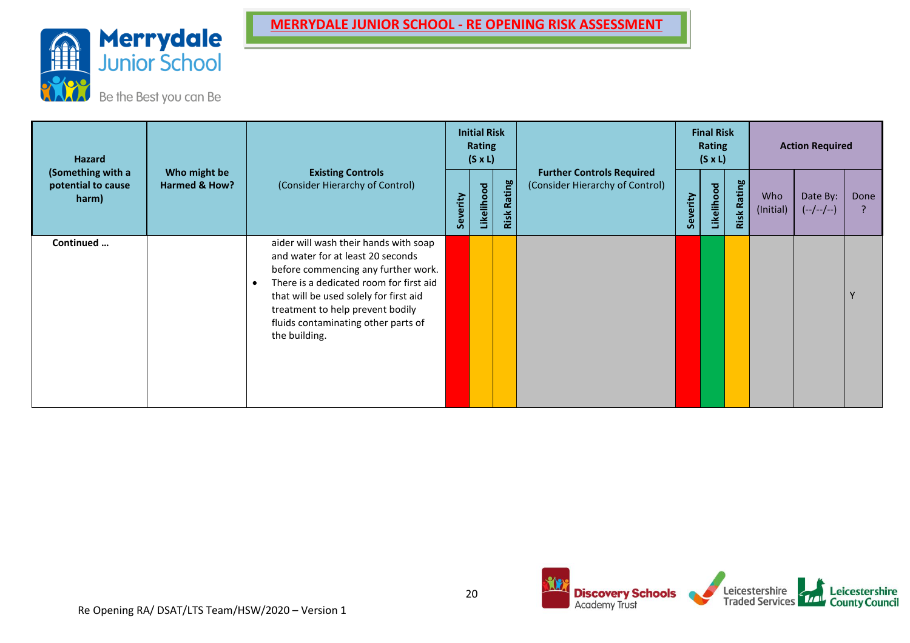# MERRYDALE JUNIOR SCHOOL - RE OPENING RISK ASSESSMENT

| Hazard (Something with a potential to cause harm) | Who might be Harmed & How? | Existing Controls (Consider Hierarchy of Control) | Initial Risk Rating (S x L) | | | Further Controls Required (Consider Hierarchy of Control) | Final Risk Rating (S x L) | | | Action Required | | |
|---|---|---|---|---|---|---|---|---|---|---|---|---|
| | | | Severity | Likelihood | Risk Rating | | Severity | Likelihood | Risk Rating | Who (Initial) | Date By: (--/--/--) | Done ? |
| **Continued …** | | aider will wash their hands with soap and water for at least 20 seconds before commencing any further work.<br>• There is a dedicated room for first aid that will be used solely for first aid treatment to help prevent bodily fluids contaminating other parts of the building. | | | | | | | | | | Y |

Re Opening RA/ DSAT/LTS Team/HSW/2020 – Version 1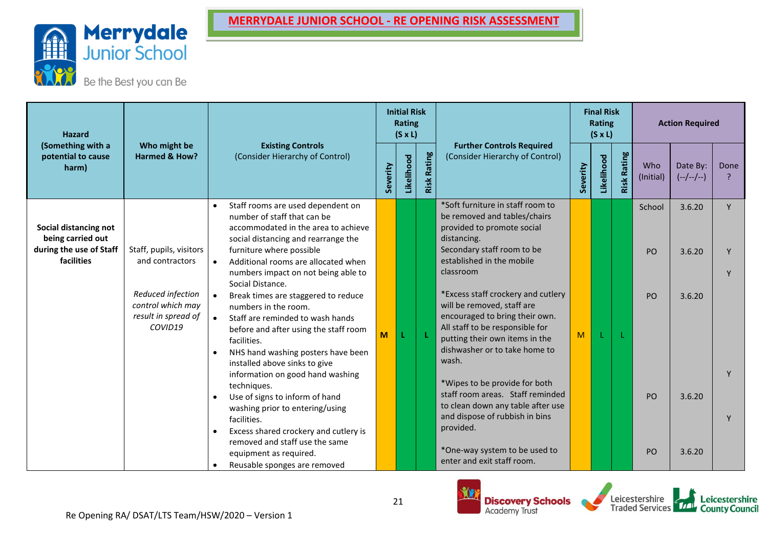# MERRYDALE JUNIOR SCHOOL - RE OPENING RISK ASSESSMENT

| Hazard (Something with a potential to cause harm) | Who might be Harmed & How? | Existing Controls (Consider Hierarchy of Control) | Initial Risk Rating (S x L) | | | Further Controls Required (Consider Hierarchy of Control) | Final Risk Rating (S x L) | | | Action Required | | |
|---|---|---|---|---|---|---|---|---|---|---|---|---|
| | | | Severity | Likelihood | Risk Rating | | Severity | Likelihood | Risk Rating | Who (Initial) | Date By: (--/--/--) | Done ? |
| **Social distancing not being carried out during the use of Staff facilities** | Staff, pupils, visitors and contractors<br><br>*Reduced infection control which may result in spread of COVID19* | • Staff rooms are used dependent on number of staff that can be accommodated in the area to achieve social distancing and rearrange the furniture where possible<br>• Additional rooms are allocated when numbers impact on not being able to Social Distance.<br>• Break times are staggered to reduce numbers in the room.<br>• Staff are reminded to wash hands before and after using the staff room facilities.<br>• NHS hand washing posters have been installed above sinks to give information on good hand washing techniques.<br>• Use of signs to inform of hand washing prior to entering/using facilities.<br>• Excess shared crockery and cutlery is removed and staff use the same equipment as required.<br>• Reusable sponges are removed | M | L | L | *Soft furniture in staff room to be removed and tables/chairs provided to promote social distancing.<br>Secondary staff room to be established in the mobile classroom<br><br>*Excess staff crockery and cutlery will be removed, staff are encouraged to bring their own. All staff to be responsible for putting their own items in the dishwasher or to take home to wash.<br><br>*Wipes to be provide for both staff room areas. Staff reminded to clean down any table after use and dispose of rubbish in bins provided.<br><br>*One-way system to be used to enter and exit staff room. | M | L | L | School<br><br>PO<br><br>PO<br><br>PO<br><br>PO | 3.6.20<br><br>3.6.20<br><br>3.6.20<br><br>3.6.20<br><br>3.6.20 | Y<br><br>Y<br><br>Y<br><br>Y<br><br>Y |

Re Opening RA/ DSAT/LTS Team/HSW/2020 – Version 1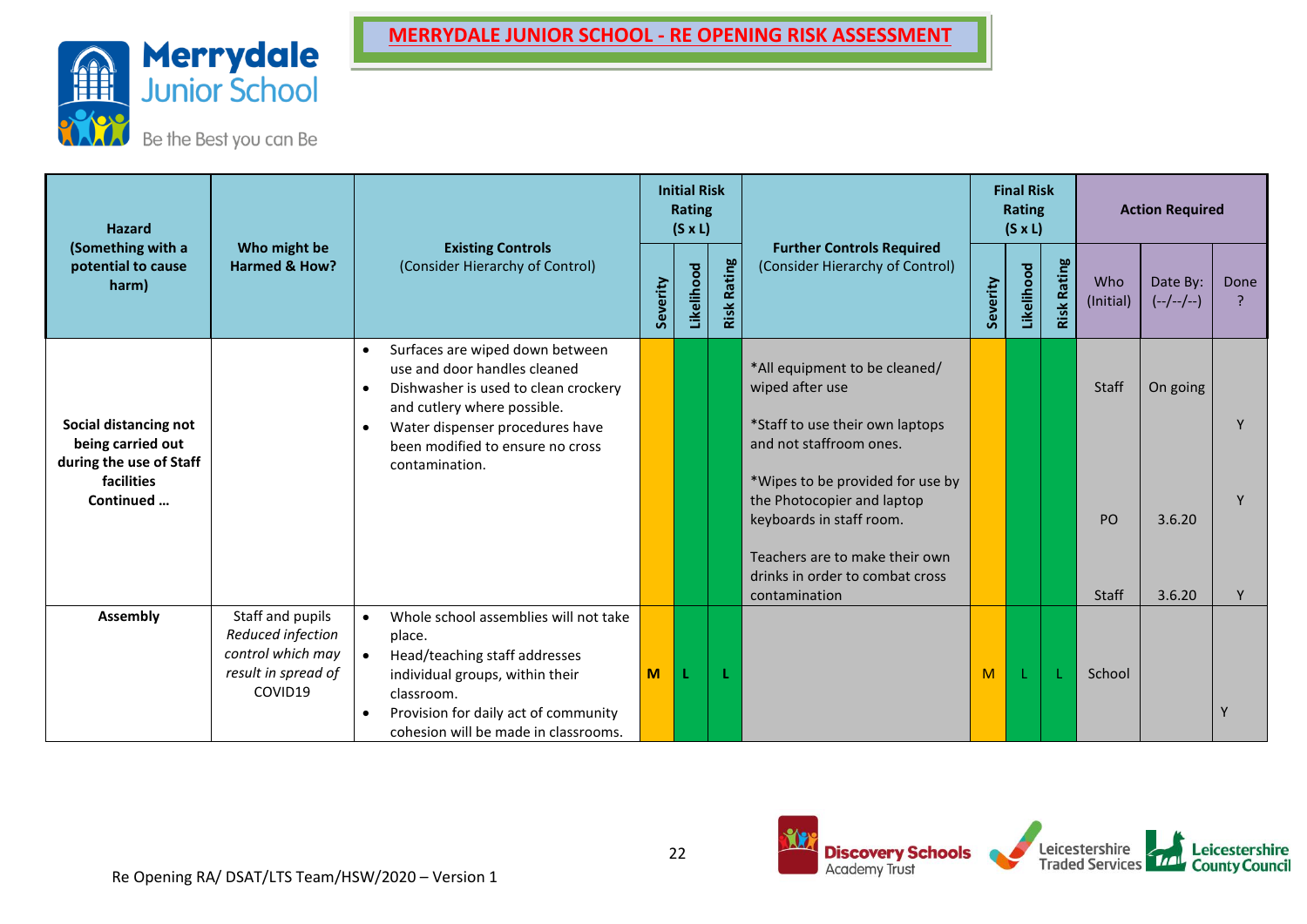# MERRYDALE JUNIOR SCHOOL - RE OPENING RISK ASSESSMENT

| Hazard (Something with a potential to cause harm) | Who might be Harmed & How? | Existing Controls (Consider Hierarchy of Control) | Initial Risk Rating (S x L) | | | Further Controls Required (Consider Hierarchy of Control) | Final Risk Rating (S x L) | | | Action Required | | |
|---|---|---|---|---|---|---|---|---|---|---|---|---|
| | | | Severity | Likelihood | Risk Rating | | Severity | Likelihood | Risk Rating | Who (Initial) | Date By: (--/--/--) | Done ? |
| **Social distancing not being carried out during the use of Staff facilities Continued …** | | • Surfaces are wiped down between use and door handles cleaned<br>• Dishwasher is used to clean crockery and cutlery where possible.<br>• Water dispenser procedures have been modified to ensure no cross contamination. | | | | *All equipment to be cleaned/ wiped after use<br><br>*Staff to use their own laptops and not staffroom ones.<br><br>*Wipes to be provided for use by the Photocopier and laptop keyboards in staff room.<br><br>Teachers are to make their own drinks in order to combat cross contamination | | | | Staff<br><br>PO<br><br>Staff | On going<br><br>3.6.20<br><br>3.6.20 | Y<br><br>Y<br><br>Y |
| **Assembly** | Staff and pupils *Reduced infection control which may result in spread of* COVID19 | • Whole school assemblies will not take place.<br>• Head/teaching staff addresses individual groups, within their classroom.<br>• Provision for daily act of community cohesion will be made in classrooms. | M | L | L | | M | L | L | School | | Y |

Re Opening RA/ DSAT/LTS Team/HSW/2020 – Version 1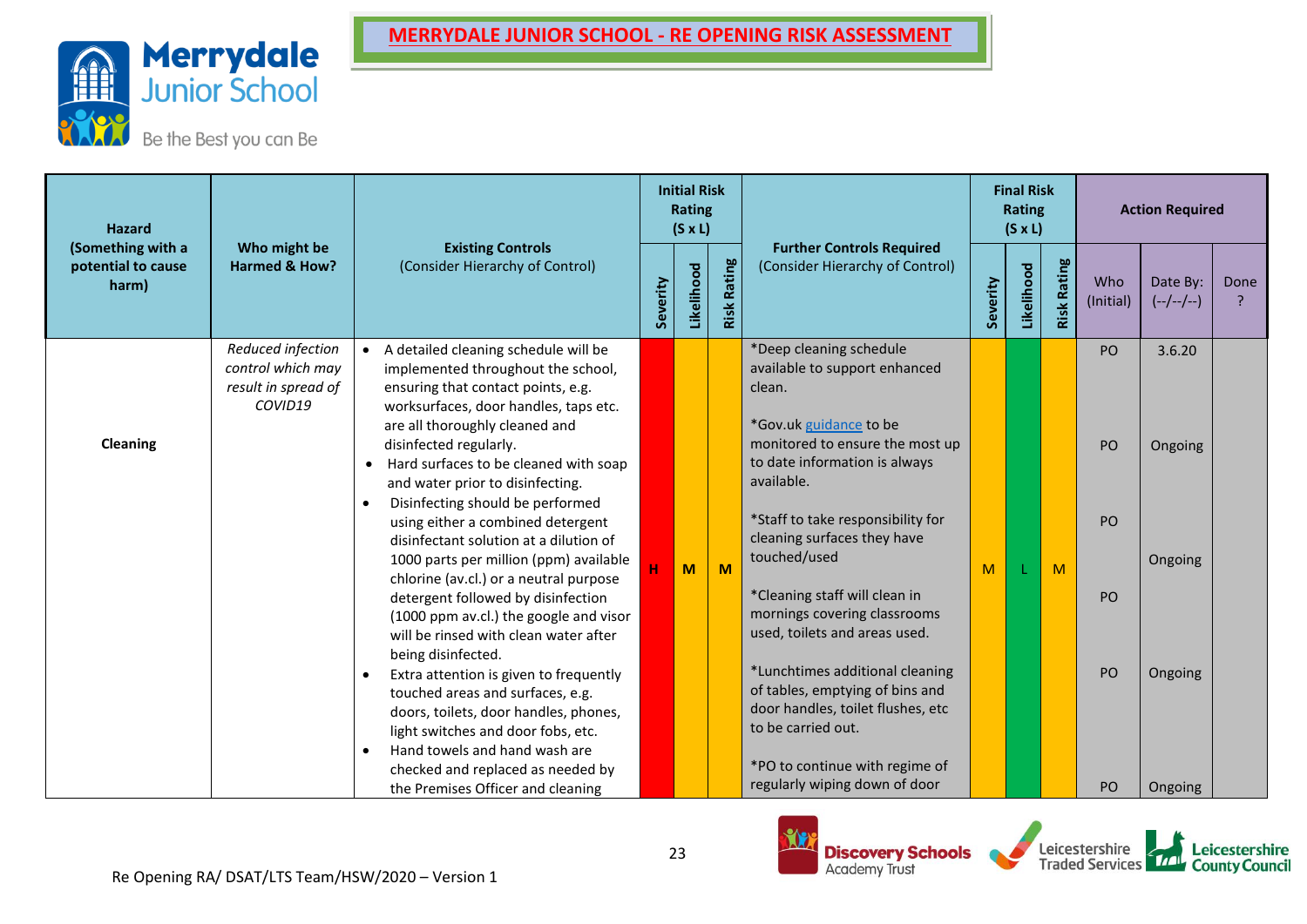# MERRYDALE JUNIOR SCHOOL - RE OPENING RISK ASSESSMENT

Merrydale Junior School
Be the Best you can Be

| Hazard (Something with a potential to cause harm) | Who might be Harmed & How? | Existing Controls (Consider Hierarchy of Control) | Initial Risk Rating (S x L) | | | Further Controls Required (Consider Hierarchy of Control) | Final Risk Rating (S x L) | | | Action Required | | |
|---|---|---|---|---|---|---|---|---|---|---|---|---|
| | | | Severity | Likelihood | Risk Rating | | Severity | Likelihood | Risk Rating | Who (Initial) | Date By: (--/--/--) | Done ? |
| **Cleaning** | *Reduced infection control which may result in spread of COVID19* | • A detailed cleaning schedule will be implemented throughout the school, ensuring that contact points, e.g. worksurfaces, door handles, taps etc. are all thoroughly cleaned and disinfected regularly.<br>• Hard surfaces to be cleaned with soap and water prior to disinfecting.<br>• Disinfecting should be performed using either a combined detergent disinfectant solution at a dilution of 1000 parts per million (ppm) available chlorine (av.cl.) or a neutral purpose detergent followed by disinfection (1000 ppm av.cl.) the google and visor will be rinsed with clean water after being disinfected.<br>• Extra attention is given to frequently touched areas and surfaces, e.g. doors, toilets, door handles, phones, light switches and door fobs, etc.<br>• Hand towels and hand wash are checked and replaced as needed by the Premises Officer and cleaning | H | M | M | *Deep cleaning schedule available to support enhanced clean.<br><br>*Gov.uk guidance to be monitored to ensure the most up to date information is always available.<br><br>*Staff to take responsibility for cleaning surfaces they have touched/used<br><br>*Cleaning staff will clean in mornings covering classrooms used, toilets and areas used.<br><br>*Lunchtimes additional cleaning of tables, emptying of bins and door handles, toilet flushes, etc to be carried out.<br><br>*PO to continue with regime of regularly wiping down of door | M | L | M | PO<br><br>PO<br><br>PO<br><br>PO<br><br>PO<br><br>PO | 3.6.20<br><br>Ongoing<br><br>Ongoing<br><br>Ongoing<br><br>Ongoing | |

Re Opening RA/ DSAT/LTS Team/HSW/2020 – Version 1

Discovery Schools Academy Trust | Leicestershire Traded Services | Leicestershire County Council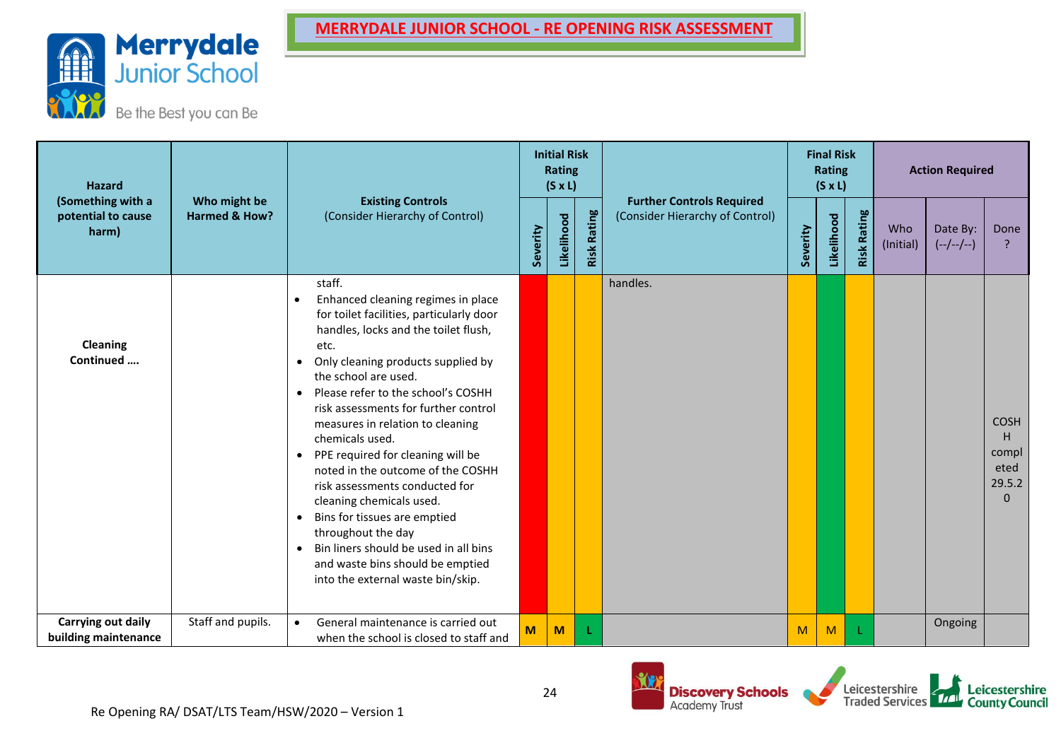# MERRYDALE JUNIOR SCHOOL - RE OPENING RISK ASSESSMENT

| Hazard (Something with a potential to cause harm) | Who might be Harmed & How? | Existing Controls (Consider Hierarchy of Control) | Initial Risk Rating (S x L) | | | Further Controls Required (Consider Hierarchy of Control) | Final Risk Rating (S x L) | | | Action Required | | |
|---|---|---|---|---|---|---|---|---|---|---|---|---|
| | | | Severity | Likelihood | Risk Rating | | Severity | Likelihood | Risk Rating | Who (Initial) | Date By: (--/--/--) | Done ? |
| **Cleaning Continued ….** | | staff.<br>• Enhanced cleaning regimes in place for toilet facilities, particularly door handles, locks and the toilet flush, etc.<br>• Only cleaning products supplied by the school are used.<br>• Please refer to the school's COSHH risk assessments for further control measures in relation to cleaning chemicals used.<br>• PPE required for cleaning will be noted in the outcome of the COSHH risk assessments conducted for cleaning chemicals used.<br>• Bins for tissues are emptied throughout the day<br>• Bin liners should be used in all bins and waste bins should be emptied into the external waste bin/skip. | | | | handles. | | | | | | COSHH completed 29.5.20 |
| **Carrying out daily building maintenance** | Staff and pupils. | • General maintenance is carried out when the school is closed to staff and | M | M | L | | M | M | L | | Ongoing | |

Re Opening RA/ DSAT/LTS Team/HSW/2020 – Version 1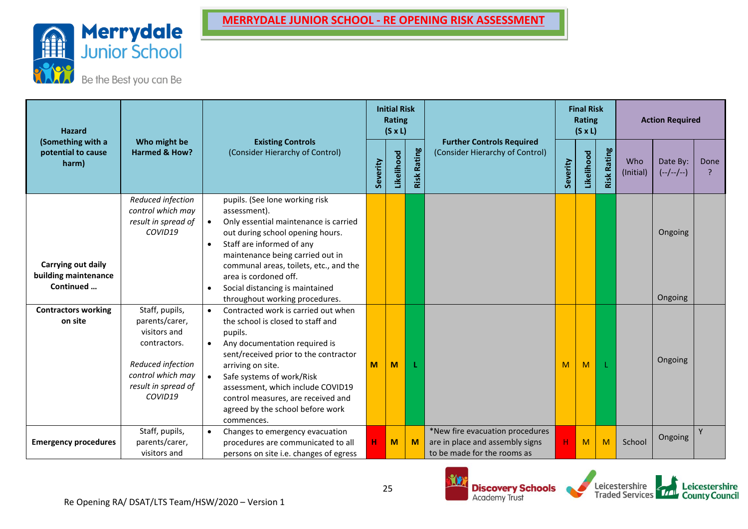# MERRYDALE JUNIOR SCHOOL - RE OPENING RISK ASSESSMENT

Merrydale Junior School

Be the Best you can Be

| Hazard (Something with a potential to cause harm) | Who might be Harmed & How? | Existing Controls (Consider Hierarchy of Control) | Initial Risk Rating (S x L) | | | Further Controls Required (Consider Hierarchy of Control) | Final Risk Rating (S x L) | | | Action Required | | |
|---|---|---|---|---|---|---|---|---|---|---|---|---|
| | | | Severity | Likelihood | Risk Rating | | Severity | Likelihood | Risk Rating | Who (Initial) | Date By: (--/--/--) | Done ? |
| **Carrying out daily building maintenance Continued …** | *Reduced infection control which may result in spread of COVID19* | pupils. (See lone working risk assessment).<br>• Only essential maintenance is carried out during school opening hours.<br>• Staff are informed of any maintenance being carried out in communal areas, toilets, etc., and the area is cordoned off.<br>• Social distancing is maintained throughout working procedures. | | | | | | | | | Ongoing<br><br>Ongoing | |
| **Contractors working on site** | Staff, pupils, parents/carer, visitors and contractors.<br><br>*Reduced infection control which may result in spread of COVID19* | • Contracted work is carried out when the school is closed to staff and pupils.<br>• Any documentation required is sent/received prior to the contractor arriving on site.<br>• Safe systems of work/Risk assessment, which include COVID19 control measures, are received and agreed by the school before work commences. | M | M | L | | M | M | L | | Ongoing | |
| **Emergency procedures** | Staff, pupils, parents/carer, visitors and | • Changes to emergency evacuation procedures are communicated to all persons on site i.e. changes of egress | H | M | M | *New fire evacuation procedures are in place and assembly signs to be made for the rooms as | H | M | M | School | Ongoing | Y |

Re Opening RA/ DSAT/LTS Team/HSW/2020 – Version 1

Discovery Schools Academy Trust | Leicestershire Traded Services | Leicestershire County Council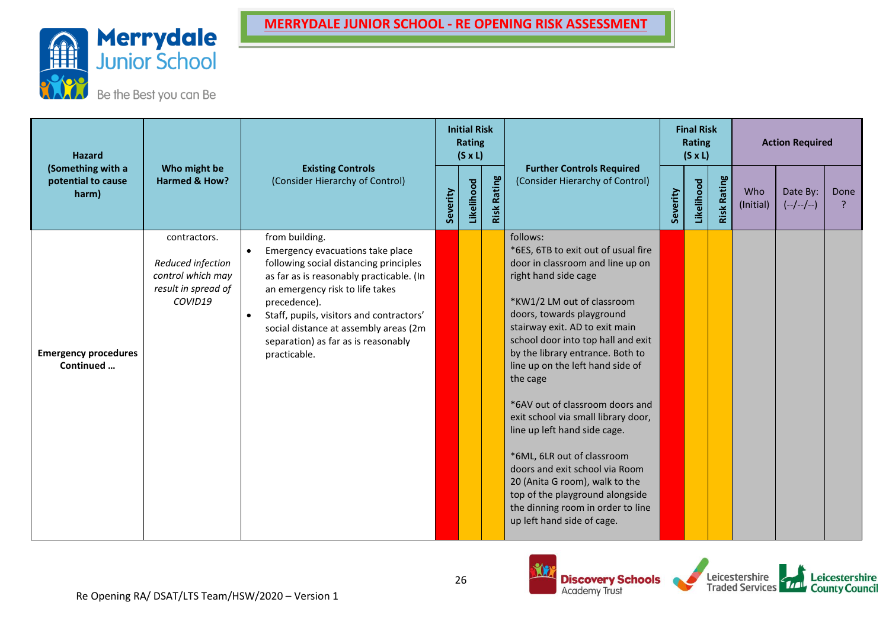# MERRYDALE JUNIOR SCHOOL - RE OPENING RISK ASSESSMENT

Merrydale Junior School

Be the Best you can Be

| Hazard (Something with a potential to cause harm) | Who might be Harmed & How? | Existing Controls (Consider Hierarchy of Control) | Initial Risk Rating (S x L) | | | Further Controls Required (Consider Hierarchy of Control) | Final Risk Rating (S x L) | | | Action Required | | |
|---|---|---|---|---|---|---|---|---|---|---|---|---|
| | | | Severity | Likelihood | Risk Rating | | Severity | Likelihood | Risk Rating | Who (Initial) | Date By: (--/--/--) | Done ? |
| **Emergency procedures Continued …** | contractors.<br><br>*Reduced infection control which may result in spread of COVID19* | from building.<br>• Emergency evacuations take place following social distancing principles as far as is reasonably practicable. (In an emergency risk to life takes precedence).<br>• Staff, pupils, visitors and contractors' social distance at assembly areas (2m separation) as far as is reasonably practicable. | | | | follows:<br>*6ES, 6TB to exit out of usual fire door in classroom and line up on right hand side cage<br><br>*KW1/2 LM out of classroom doors, towards playground stairway exit. AD to exit main school door into top hall and exit by the library entrance. Both to line up on the left hand side of the cage<br><br>*6AV out of classroom doors and exit school via small library door, line up left hand side cage.<br><br>*6ML, 6LR out of classroom doors and exit school via Room 20 (Anita G room), walk to the top of the playground alongside the dinning room in order to line up left hand side of cage. | | | | | | |

Re Opening RA/ DSAT/LTS Team/HSW/2020 – Version 1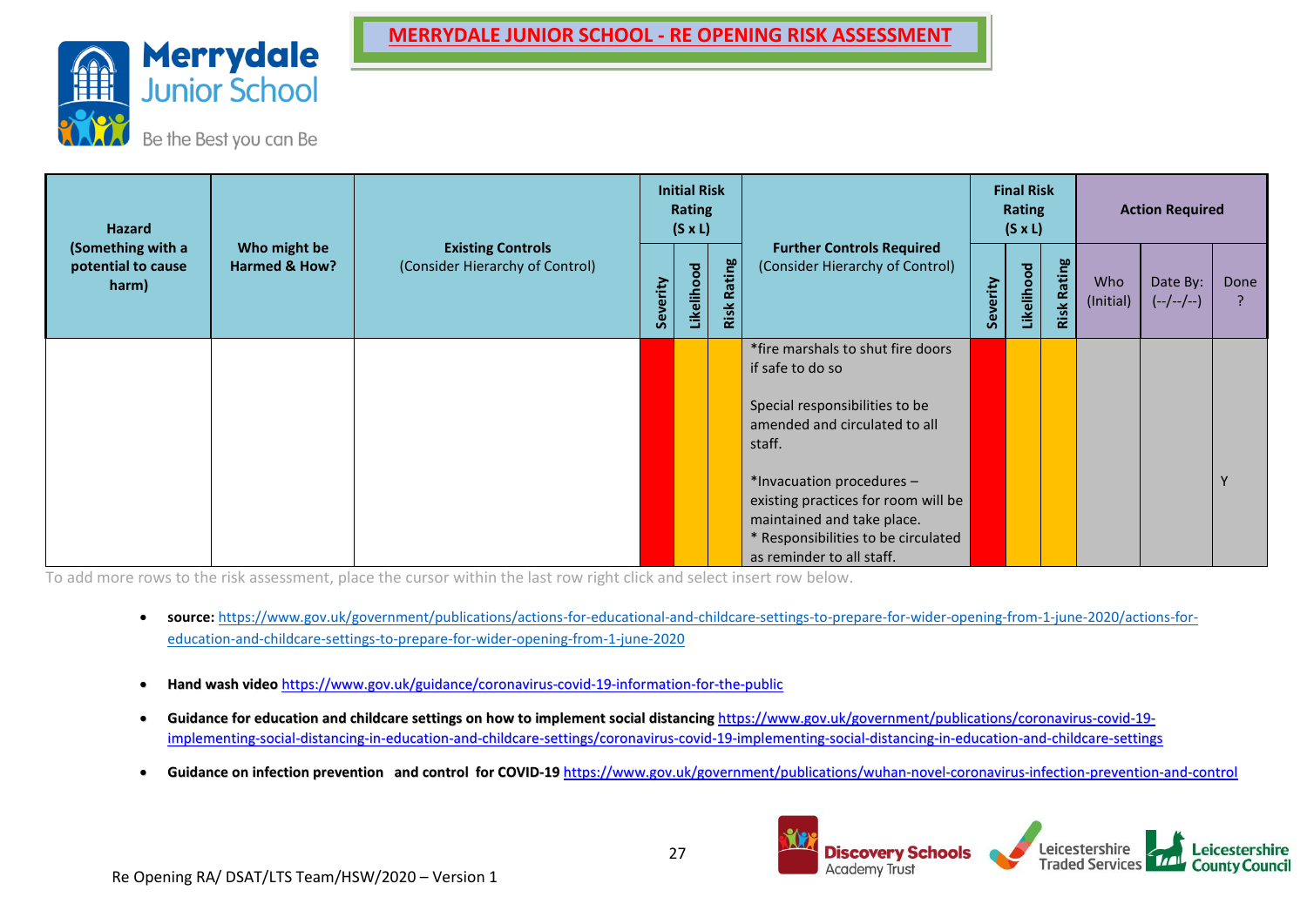# MERRYDALE JUNIOR SCHOOL - RE OPENING RISK ASSESSMENT

Merrydale Junior School

Be the Best you can Be

| Hazard (Something with a potential to cause harm) | Who might be Harmed & How? | Existing Controls (Consider Hierarchy of Control) | Initial Risk Rating (S x L) | | | Further Controls Required (Consider Hierarchy of Control) | Final Risk Rating (S x L) | | | Action Required | | |
|---|---|---|---|---|---|---|---|---|---|---|---|---|
| | | | Severity | Likelihood | Risk Rating | | Severity | Likelihood | Risk Rating | Who (Initial) | Date By: (--/--/--) | Done ? |
| | | | | | | *fire marshals to shut fire doors if safe to do so<br><br>Special responsibilities to be amended and circulated to all staff.<br><br>*Invacuation procedures – existing practices for room will be maintained and take place.<br>* Responsibilities to be circulated as reminder to all staff. | | | | | | Y |

To add more rows to the risk assessment, place the cursor within the last row right click and select insert row below.

- **source:** https://www.gov.uk/government/publications/actions-for-educational-and-childcare-settings-to-prepare-for-wider-opening-from-1-june-2020/actions-for-education-and-childcare-settings-to-prepare-for-wider-opening-from-1-june-2020
- **Hand wash video** https://www.gov.uk/guidance/coronavirus-covid-19-information-for-the-public
- **Guidance for education and childcare settings on how to implement social distancing** https://www.gov.uk/government/publications/coronavirus-covid-19-implementing-social-distancing-in-education-and-childcare-settings/coronavirus-covid-19-implementing-social-distancing-in-education-and-childcare-settings
- **Guidance on infection prevention and control for COVID-19** https://www.gov.uk/government/publications/wuhan-novel-coronavirus-infection-prevention-and-control

Re Opening RA/ DSAT/LTS Team/HSW/2020 – Version 1

Discovery Schools Academy Trust | Leicestershire Traded Services | Leicestershire County Council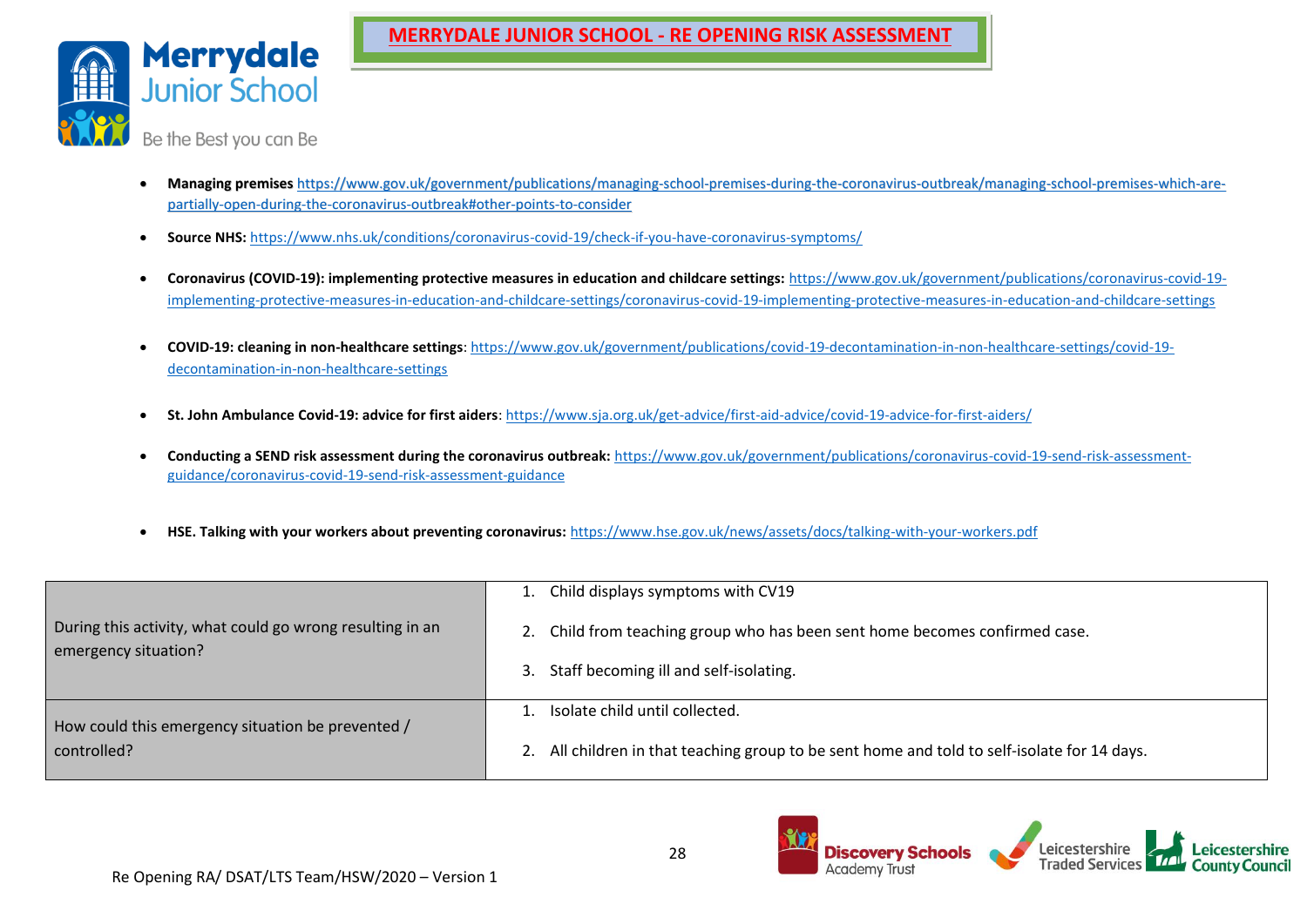- **Managing premises** https://www.gov.uk/government/publications/managing-school-premises-during-the-coronavirus-outbreak/managing-school-premises-which-are-partially-open-during-the-coronavirus-outbreak#other-points-to-consider

- **Source NHS:** https://www.nhs.uk/conditions/coronavirus-covid-19/check-if-you-have-coronavirus-symptoms/

- **Coronavirus (COVID-19): implementing protective measures in education and childcare settings:** https://www.gov.uk/government/publications/coronavirus-covid-19-implementing-protective-measures-in-education-and-childcare-settings/coronavirus-covid-19-implementing-protective-measures-in-education-and-childcare-settings

- **COVID-19: cleaning in non-healthcare settings**: https://www.gov.uk/government/publications/covid-19-decontamination-in-non-healthcare-settings/covid-19-decontamination-in-non-healthcare-settings

- **St. John Ambulance Covid-19: advice for first aiders**: https://www.sja.org.uk/get-advice/first-aid-advice/covid-19-advice-for-first-aiders/

- **Conducting a SEND risk assessment during the coronavirus outbreak:** https://www.gov.uk/government/publications/coronavirus-covid-19-send-risk-assessment-guidance/coronavirus-covid-19-send-risk-assessment-guidance

- **HSE. Talking with your workers about preventing coronavirus:** https://www.hse.gov.uk/news/assets/docs/talking-with-your-workers.pdf

| | |
|---|---|
| During this activity, what could go wrong resulting in an emergency situation? | 1. Child displays symptoms with CV19<br>2. Child from teaching group who has been sent home becomes confirmed case.<br>3. Staff becoming ill and self-isolating. |
| How could this emergency situation be prevented / controlled? | 1. Isolate child until collected.<br>2. All children in that teaching group to be sent home and told to self-isolate for 14 days. |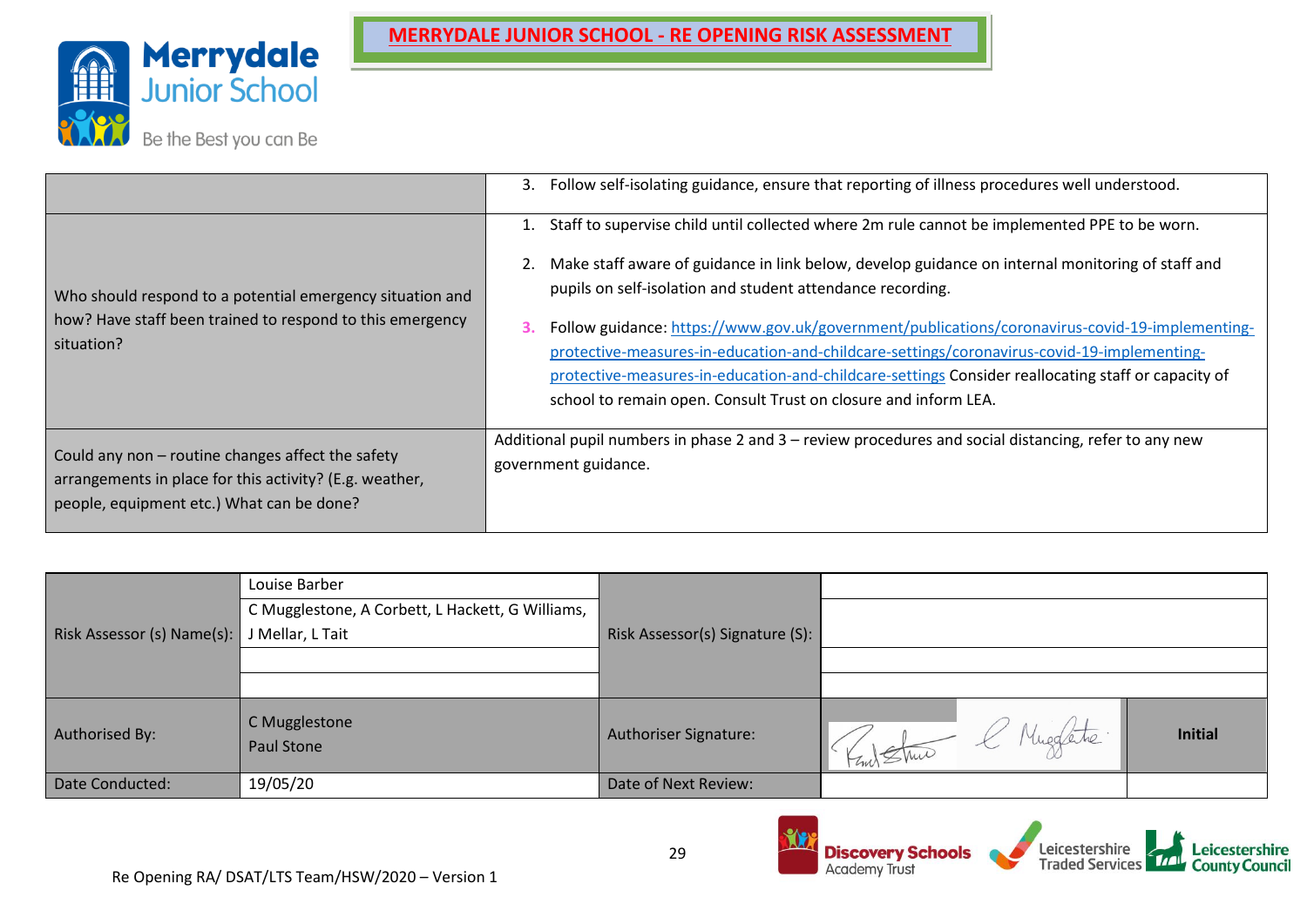# MERRYDALE JUNIOR SCHOOL - RE OPENING RISK ASSESSMENT

| | |
|---|---|
| | 3. Follow self-isolating guidance, ensure that reporting of illness procedures well understood. |
| Who should respond to a potential emergency situation and how? Have staff been trained to respond to this emergency situation? | 1. Staff to supervise child until collected where 2m rule cannot be implemented PPE to be worn.<br><br>2. Make staff aware of guidance in link below, develop guidance on internal monitoring of staff and pupils on self-isolation and student attendance recording.<br><br>3. Follow guidance: https://www.gov.uk/government/publications/coronavirus-covid-19-implementing-protective-measures-in-education-and-childcare-settings/coronavirus-covid-19-implementing-protective-measures-in-education-and-childcare-settings Consider reallocating staff or capacity of school to remain open. Consult Trust on closure and inform LEA. |
| Could any non – routine changes affect the safety arrangements in place for this activity? (E.g. weather, people, equipment etc.) What can be done? | Additional pupil numbers in phase 2 and 3 – review procedures and social distancing, refer to any new government guidance. |

| | | | | |
|---|---|---|---|---|
| Risk Assessor (s) Name(s): | Louise Barber | Risk Assessor(s) Signature (S): | | |
| | C Mugglestone, A Corbett, L Hackett, G Williams, J Mellar, L Tait | | | |
| | | | | |
| | | | | |
| Authorised By: | C Mugglestone<br>Paul Stone | Authoriser Signature: | [signatures] | Initial |
| Date Conducted: | 19/05/20 | Date of Next Review: | | |

Re Opening RA/ DSAT/LTS Team/HSW/2020 – Version 1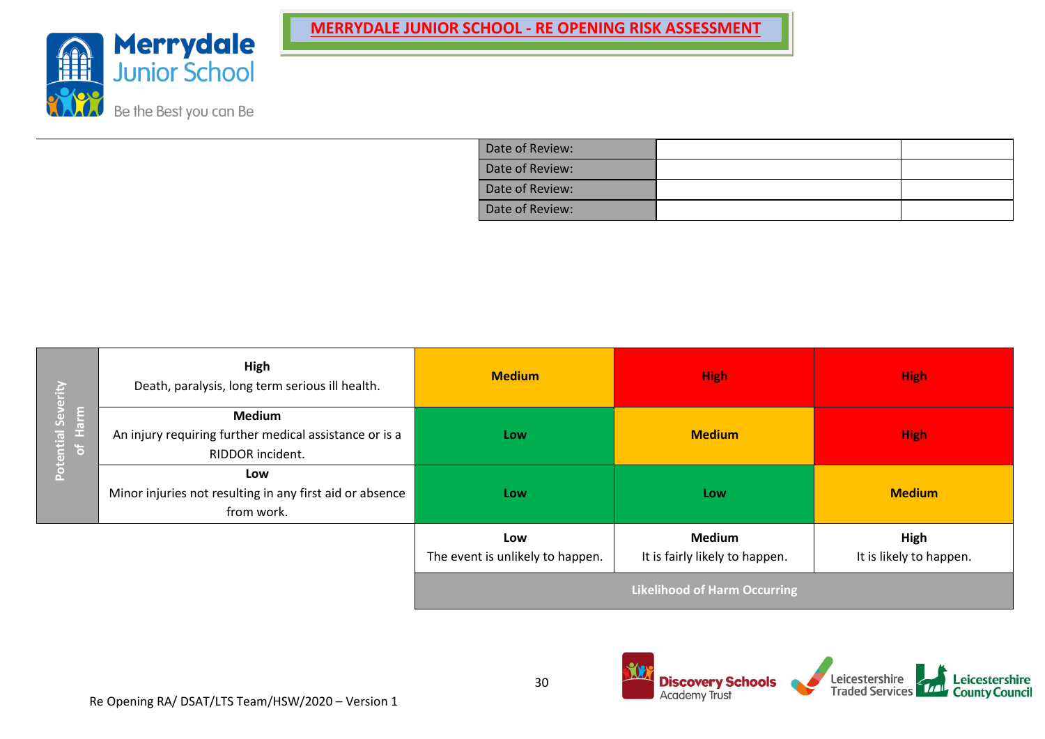# MERRYDALE JUNIOR SCHOOL - RE OPENING RISK ASSESSMENT

Merrydale Junior School

Be the Best you can Be

| | | |
|---|---|---|
| Date of Review: | | |
| Date of Review: | | |
| Date of Review: | | |
| Date of Review: | | |

| Potential Severity of Harm | | | | |
|---|---|---|---|---|
| | **High** Death, paralysis, long term serious ill health. | **Medium** | **High** | **High** |
| | **Medium** An injury requiring further medical assistance or is a RIDDOR incident. | **Low** | **Medium** | **High** |
| | **Low** Minor injuries not resulting in any first aid or absence from work. | **Low** | **Low** | **Medium** |
| | | **Low** The event is unlikely to happen. | **Medium** It is fairly likely to happen. | **High** It is likely to happen. |
| | | **Likelihood of Harm Occurring** | | |

Re Opening RA/ DSAT/LTS Team/HSW/2020 – Version 1

Discovery Schools Academy Trust | Leicestershire Traded Services | Leicestershire County Council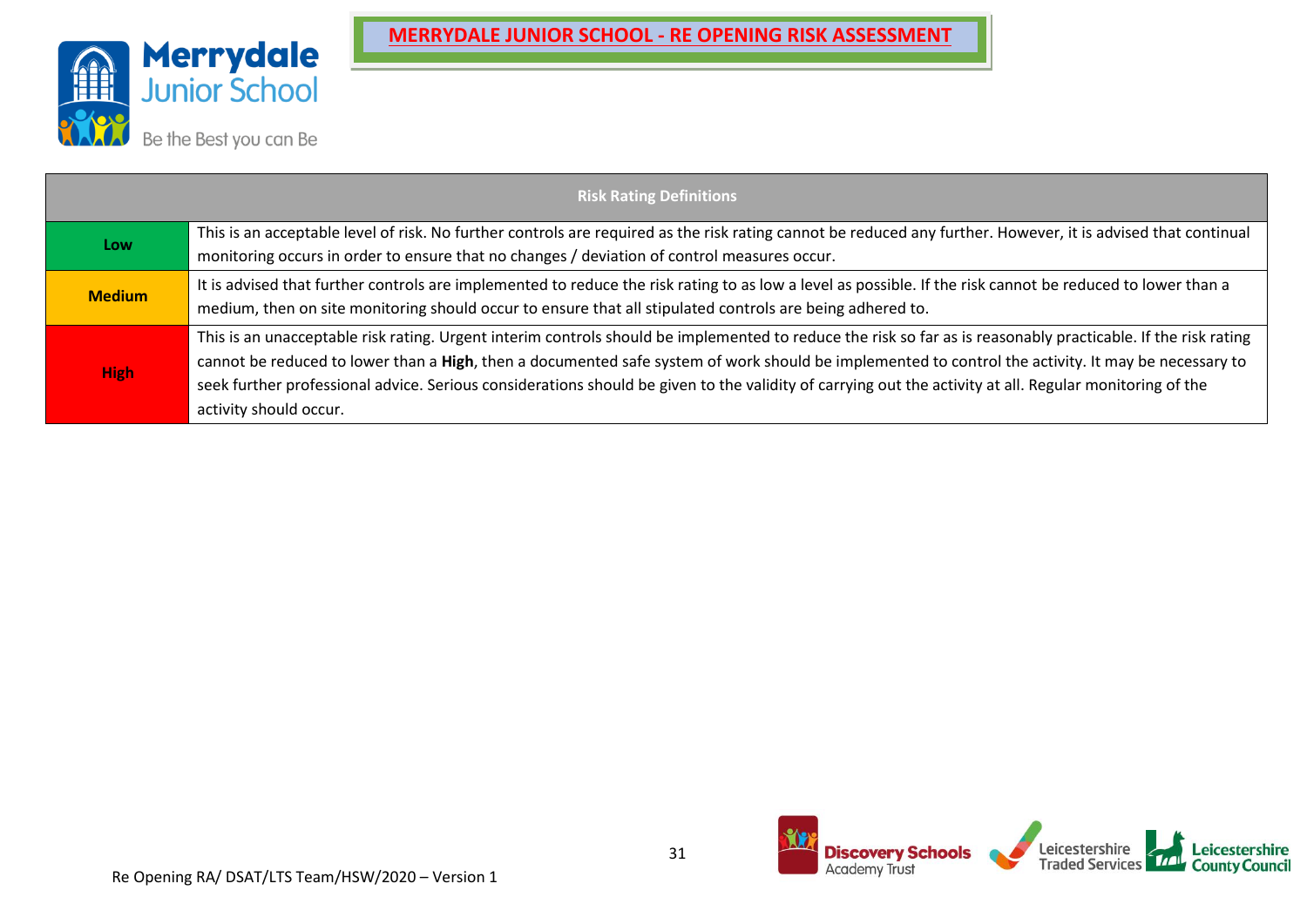# MERRYDALE JUNIOR SCHOOL - RE OPENING RISK ASSESSMENT

| Risk Rating Definitions | |
|---|---|
| **Low** | This is an acceptable level of risk. No further controls are required as the risk rating cannot be reduced any further. However, it is advised that continual monitoring occurs in order to ensure that no changes / deviation of control measures occur. |
| **Medium** | It is advised that further controls are implemented to reduce the risk rating to as low a level as possible. If the risk cannot be reduced to lower than a medium, then on site monitoring should occur to ensure that all stipulated controls are being adhered to. |
| **High** | This is an unacceptable risk rating. Urgent interim controls should be implemented to reduce the risk so far as is reasonably practicable. If the risk rating cannot be reduced to lower than a **High**, then a documented safe system of work should be implemented to control the activity. It may be necessary to seek further professional advice. Serious considerations should be given to the validity of carrying out the activity at all. Regular monitoring of the activity should occur. |